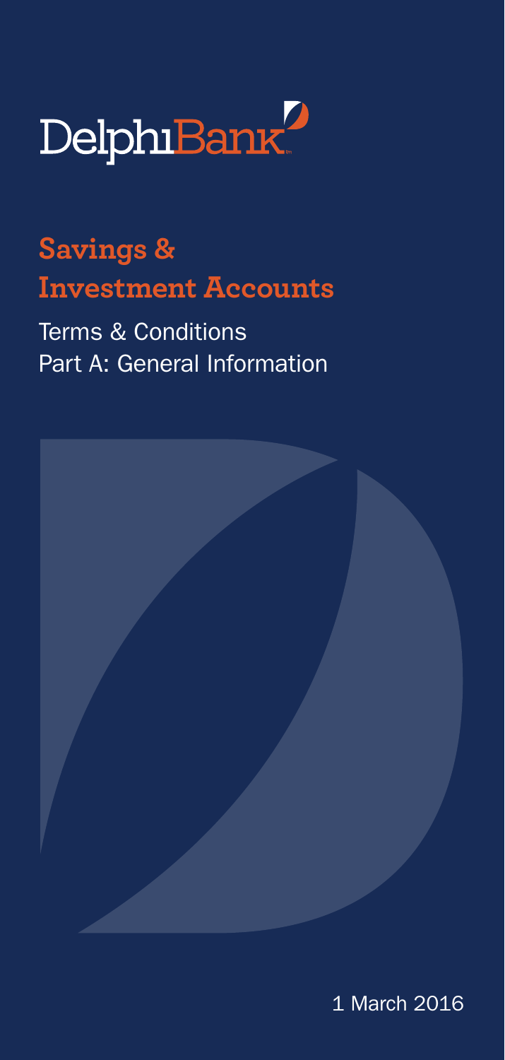DelphiBank

# Savings & Investment Accounts

Terms & Conditions
Part A: General Information

1 March 2016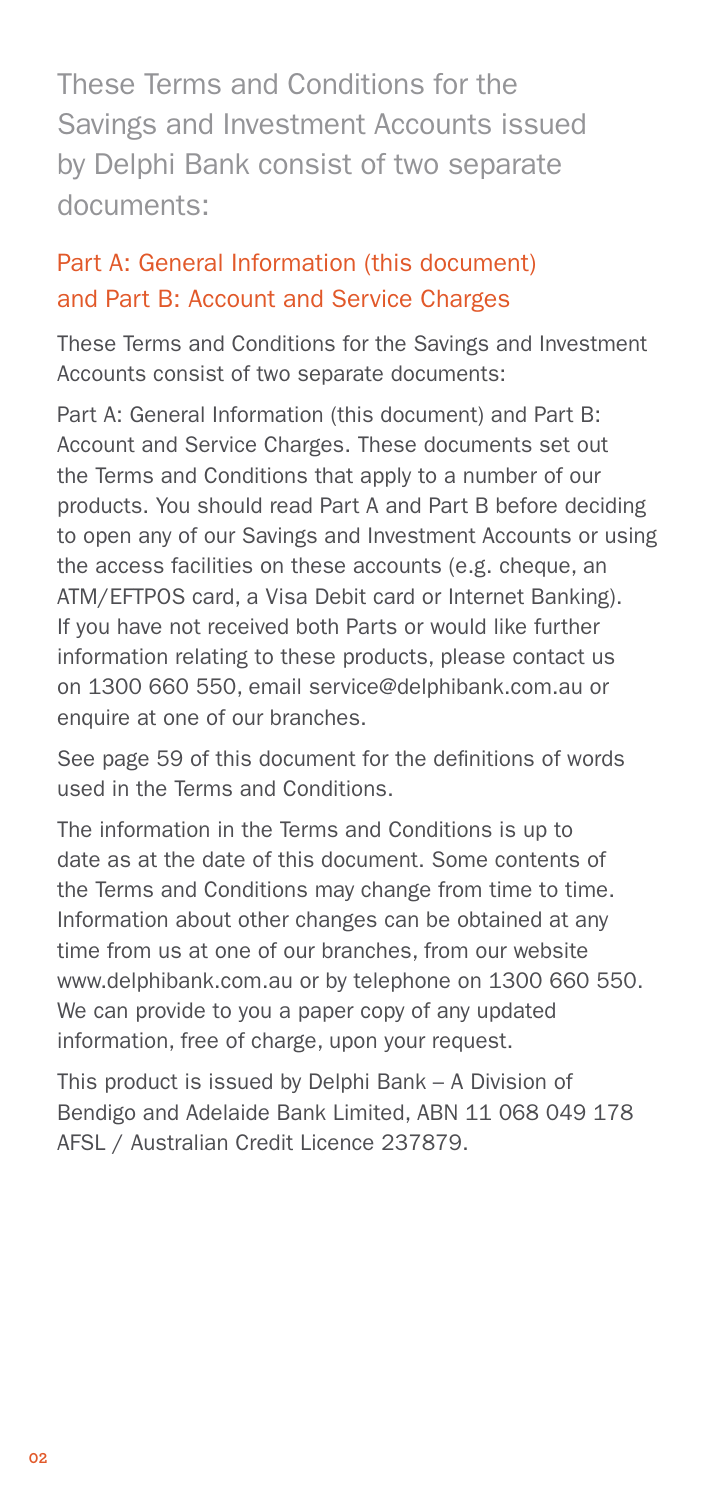# These Terms and Conditions for the Savings and Investment Accounts issued by Delphi Bank consist of two separate documents:

## Part A: General Information (this document) and Part B: Account and Service Charges

These Terms and Conditions for the Savings and Investment Accounts consist of two separate documents:

Part A: General Information (this document) and Part B: Account and Service Charges. These documents set out the Terms and Conditions that apply to a number of our products. You should read Part A and Part B before deciding to open any of our Savings and Investment Accounts or using the access facilities on these accounts (e.g. cheque, an ATM/EFTPOS card, a Visa Debit card or Internet Banking). If you have not received both Parts or would like further information relating to these products, please contact us on 1300 660 550, email service@delphibank.com.au or enquire at one of our branches.

See page 59 of this document for the definitions of words used in the Terms and Conditions.

The information in the Terms and Conditions is up to date as at the date of this document. Some contents of the Terms and Conditions may change from time to time. Information about other changes can be obtained at any time from us at one of our branches, from our website www.delphibank.com.au or by telephone on 1300 660 550. We can provide to you a paper copy of any updated information, free of charge, upon your request.

This product is issued by Delphi Bank – A Division of Bendigo and Adelaide Bank Limited, ABN 11 068 049 178 AFSL / Australian Credit Licence 237879.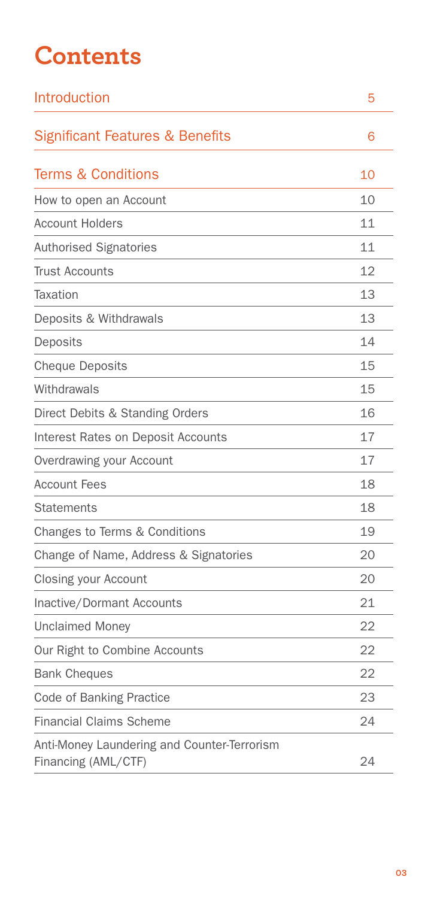# Contents

| | |
|---|---|
| Introduction | 5 |
| Significant Features & Benefits | 6 |
| Terms & Conditions | 10 |
| How to open an Account | 10 |
| Account Holders | 11 |
| Authorised Signatories | 11 |
| Trust Accounts | 12 |
| Taxation | 13 |
| Deposits & Withdrawals | 13 |
| Deposits | 14 |
| Cheque Deposits | 15 |
| Withdrawals | 15 |
| Direct Debits & Standing Orders | 16 |
| Interest Rates on Deposit Accounts | 17 |
| Overdrawing your Account | 17 |
| Account Fees | 18 |
| Statements | 18 |
| Changes to Terms & Conditions | 19 |
| Change of Name, Address & Signatories | 20 |
| Closing your Account | 20 |
| Inactive/Dormant Accounts | 21 |
| Unclaimed Money | 22 |
| Our Right to Combine Accounts | 22 |
| Bank Cheques | 22 |
| Code of Banking Practice | 23 |
| Financial Claims Scheme | 24 |
| Anti-Money Laundering and Counter-Terrorism Financing (AML/CTF) | 24 |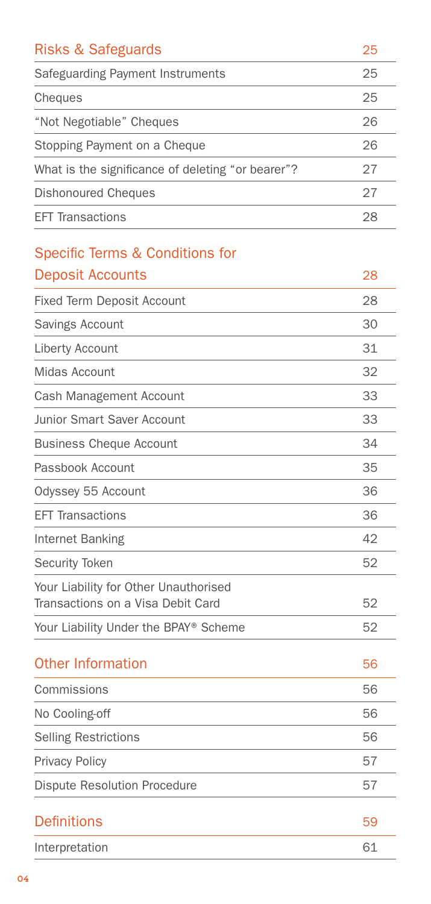| Risks & Safeguards | 25 |
|---|---|
| Safeguarding Payment Instruments | 25 |
| Cheques | 25 |
| "Not Negotiable" Cheques | 26 |
| Stopping Payment on a Cheque | 26 |
| What is the significance of deleting "or bearer"? | 27 |
| Dishonoured Cheques | 27 |
| EFT Transactions | 28 |

| Specific Terms & Conditions for Deposit Accounts | 28 |
|---|---|
| Fixed Term Deposit Account | 28 |
| Savings Account | 30 |
| Liberty Account | 31 |
| Midas Account | 32 |
| Cash Management Account | 33 |
| Junior Smart Saver Account | 33 |
| Business Cheque Account | 34 |
| Passbook Account | 35 |
| Odyssey 55 Account | 36 |
| EFT Transactions | 36 |
| Internet Banking | 42 |
| Security Token | 52 |
| Your Liability for Other Unauthorised Transactions on a Visa Debit Card | 52 |
| Your Liability Under the BPAY® Scheme | 52 |

| Other Information | 56 |
|---|---|
| Commissions | 56 |
| No Cooling-off | 56 |
| Selling Restrictions | 56 |
| Privacy Policy | 57 |
| Dispute Resolution Procedure | 57 |

| Definitions | 59 |
|---|---|
| Interpretation | 61 |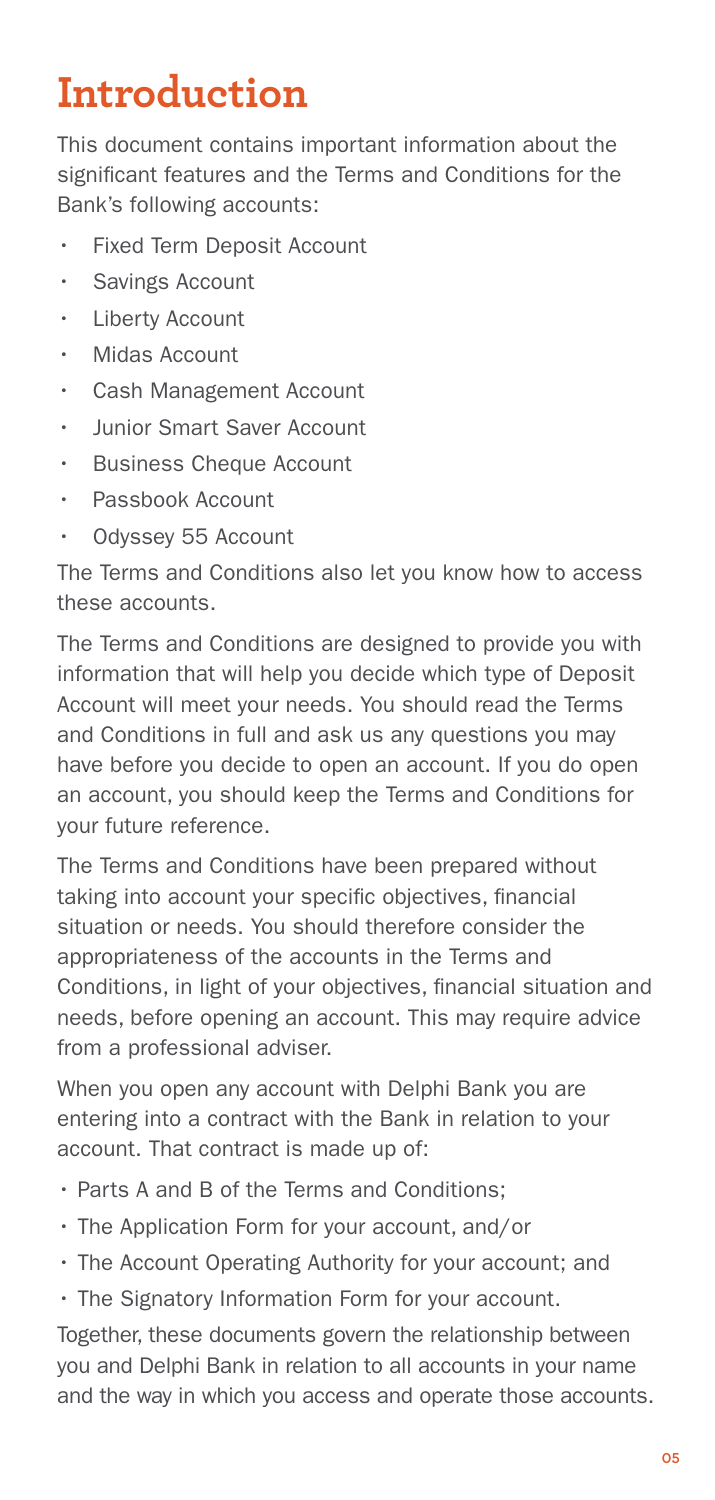# Introduction

This document contains important information about the significant features and the Terms and Conditions for the Bank's following accounts:

- Fixed Term Deposit Account
- Savings Account
- Liberty Account
- Midas Account
- Cash Management Account
- Junior Smart Saver Account
- Business Cheque Account
- Passbook Account
- Odyssey 55 Account

The Terms and Conditions also let you know how to access these accounts.

The Terms and Conditions are designed to provide you with information that will help you decide which type of Deposit Account will meet your needs. You should read the Terms and Conditions in full and ask us any questions you may have before you decide to open an account. If you do open an account, you should keep the Terms and Conditions for your future reference.

The Terms and Conditions have been prepared without taking into account your specific objectives, financial situation or needs. You should therefore consider the appropriateness of the accounts in the Terms and Conditions, in light of your objectives, financial situation and needs, before opening an account. This may require advice from a professional adviser.

When you open any account with Delphi Bank you are entering into a contract with the Bank in relation to your account. That contract is made up of:

- Parts A and B of the Terms and Conditions;
- The Application Form for your account, and/or
- The Account Operating Authority for your account; and
- The Signatory Information Form for your account.

Together, these documents govern the relationship between you and Delphi Bank in relation to all accounts in your name and the way in which you access and operate those accounts.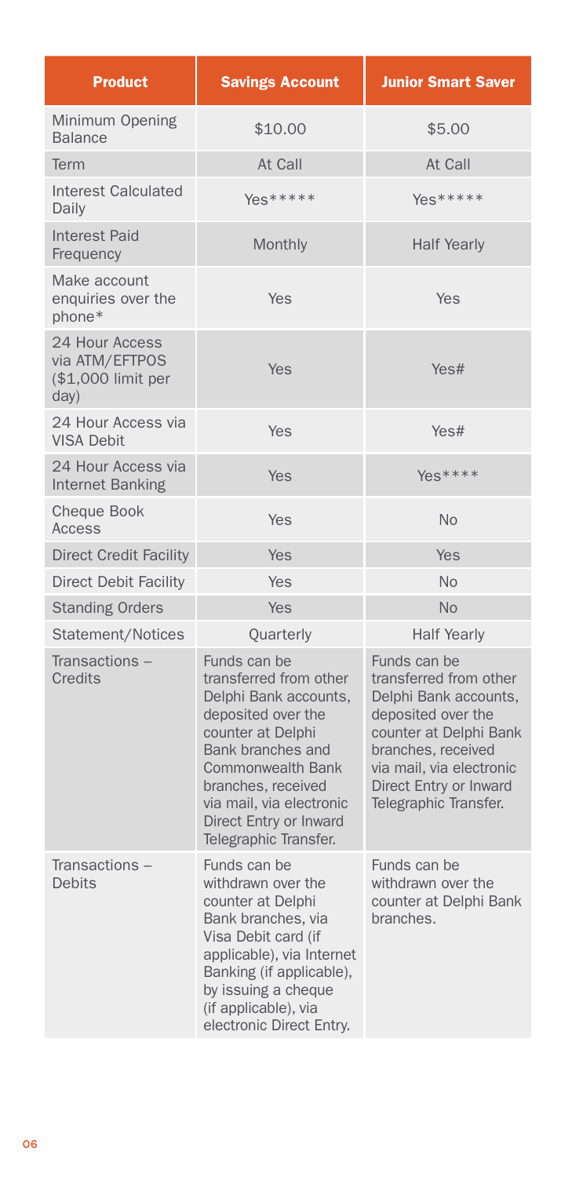| Product | Savings Account | Junior Smart Saver |
| --- | --- | --- |
| Minimum Opening Balance | $10.00 | $5.00 |
| Term | At Call | At Call |
| Interest Calculated Daily | Yes***** | Yes***** |
| Interest Paid Frequency | Monthly | Half Yearly |
| Make account enquiries over the phone* | Yes | Yes |
| 24 Hour Access via ATM/EFTPOS ($1,000 limit per day) | Yes | Yes# |
| 24 Hour Access via VISA Debit | Yes | Yes# |
| 24 Hour Access via Internet Banking | Yes | Yes**** |
| Cheque Book Access | Yes | No |
| Direct Credit Facility | Yes | Yes |
| Direct Debit Facility | Yes | No |
| Standing Orders | Yes | No |
| Statement/Notices | Quarterly | Half Yearly |
| Transactions – Credits | Funds can be transferred from other Delphi Bank accounts, deposited over the counter at Delphi Bank branches and Commonwealth Bank branches, received via mail, via electronic Direct Entry or Inward Telegraphic Transfer. | Funds can be transferred from other Delphi Bank accounts, deposited over the counter at Delphi Bank branches, received via mail, via electronic Direct Entry or Inward Telegraphic Transfer. |
| Transactions – Debits | Funds can be withdrawn over the counter at Delphi Bank branches, via Visa Debit card (if applicable), via Internet Banking (if applicable), by issuing a cheque (if applicable), via electronic Direct Entry. | Funds can be withdrawn over the counter at Delphi Bank branches. |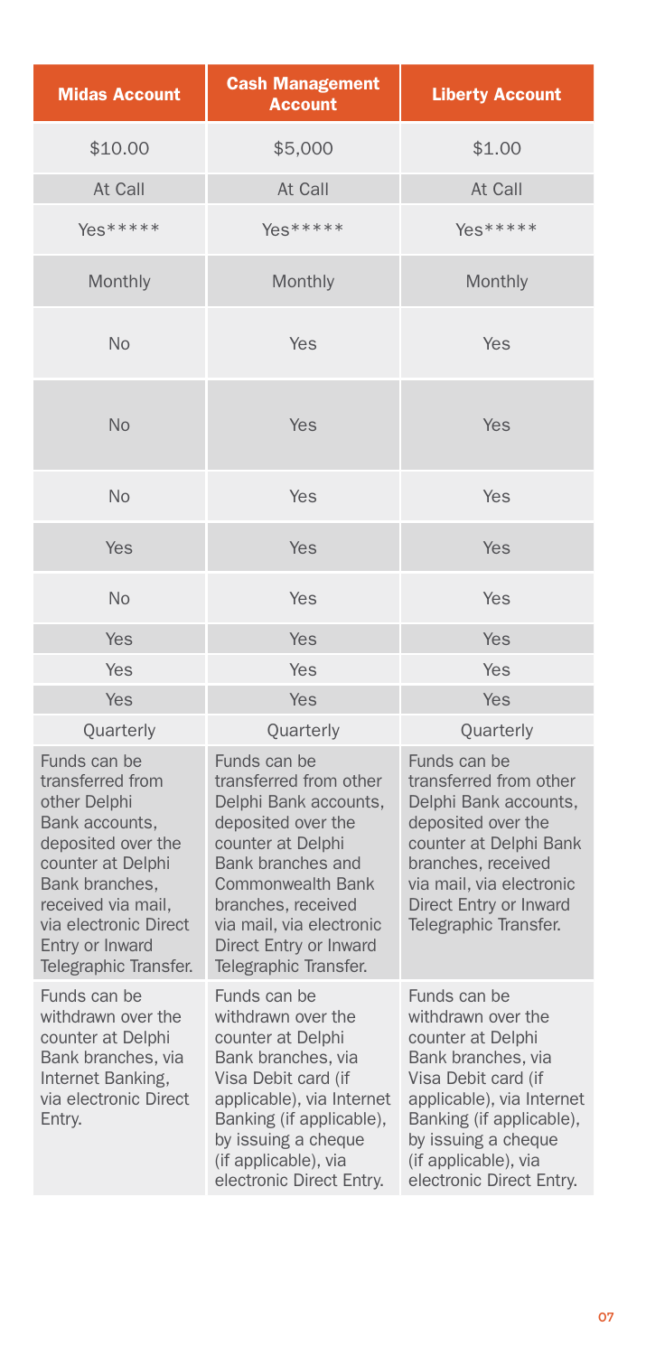| Midas Account | Cash Management Account | Liberty Account |
|---|---|---|
| $10.00 | $5,000 | $1.00 |
| At Call | At Call | At Call |
| Yes***** | Yes***** | Yes***** |
| Monthly | Monthly | Monthly |
| No | Yes | Yes |
| No | Yes | Yes |
| No | Yes | Yes |
| Yes | Yes | Yes |
| No | Yes | Yes |
| Yes | Yes | Yes |
| Yes | Yes | Yes |
| Yes | Yes | Yes |
| Quarterly | Quarterly | Quarterly |
| Funds can be transferred from other Delphi Bank accounts, deposited over the counter at Delphi Bank branches, received via mail, via electronic Direct Entry or Inward Telegraphic Transfer. | Funds can be transferred from other Delphi Bank accounts, deposited over the counter at Delphi Bank branches and Commonwealth Bank branches, received via mail, via electronic Direct Entry or Inward Telegraphic Transfer. | Funds can be transferred from other Delphi Bank accounts, deposited over the counter at Delphi Bank branches, received via mail, via electronic Direct Entry or Inward Telegraphic Transfer. |
| Funds can be withdrawn over the counter at Delphi Bank branches, via Internet Banking, via electronic Direct Entry. | Funds can be withdrawn over the counter at Delphi Bank branches, via Visa Debit card (if applicable), via Internet Banking (if applicable), by issuing a cheque (if applicable), via electronic Direct Entry. | Funds can be withdrawn over the counter at Delphi Bank branches, via Visa Debit card (if applicable), via Internet Banking (if applicable), by issuing a cheque (if applicable), via electronic Direct Entry. |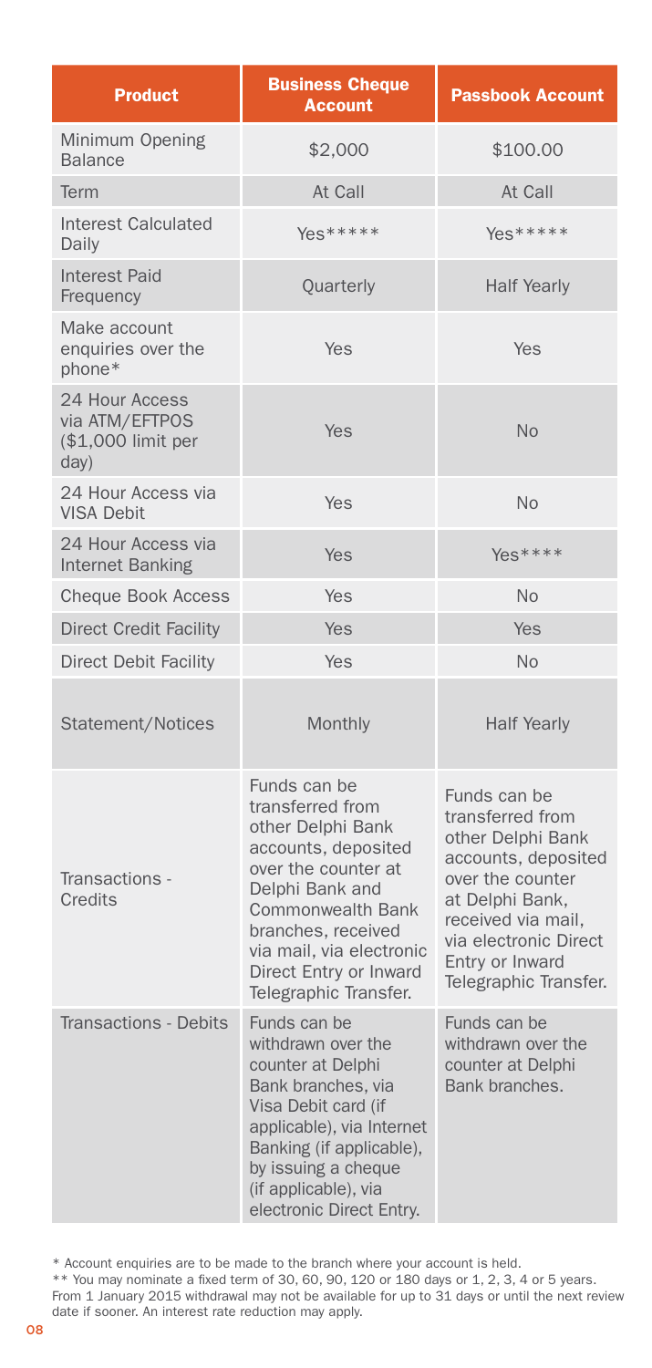| Product | Business Cheque Account | Passbook Account |
|---|---|---|
| Minimum Opening Balance | $2,000 | $100.00 |
| Term | At Call | At Call |
| Interest Calculated Daily | Yes***** | Yes***** |
| Interest Paid Frequency | Quarterly | Half Yearly |
| Make account enquiries over the phone* | Yes | Yes |
| 24 Hour Access via ATM/EFTPOS ($1,000 limit per day) | Yes | No |
| 24 Hour Access via VISA Debit | Yes | No |
| 24 Hour Access via Internet Banking | Yes | Yes**** |
| Cheque Book Access | Yes | No |
| Direct Credit Facility | Yes | Yes |
| Direct Debit Facility | Yes | No |
| Statement/Notices | Monthly | Half Yearly |
| Transactions - Credits | Funds can be transferred from other Delphi Bank accounts, deposited over the counter at Delphi Bank and Commonwealth Bank branches, received via mail, via electronic Direct Entry or Inward Telegraphic Transfer. | Funds can be transferred from other Delphi Bank accounts, deposited over the counter at Delphi Bank, received via mail, via electronic Direct Entry or Inward Telegraphic Transfer. |
| Transactions - Debits | Funds can be withdrawn over the counter at Delphi Bank branches, via Visa Debit card (if applicable), via Internet Banking (if applicable), by issuing a cheque (if applicable), via electronic Direct Entry. | Funds can be withdrawn over the counter at Delphi Bank branches. |

\* Account enquiries are to be made to the branch where your account is held.

** You may nominate a fixed term of 30, 60, 90, 120 or 180 days or 1, 2, 3, 4 or 5 years. From 1 January 2015 withdrawal may not be available for up to 31 days or until the next review date if sooner. An interest rate reduction may apply.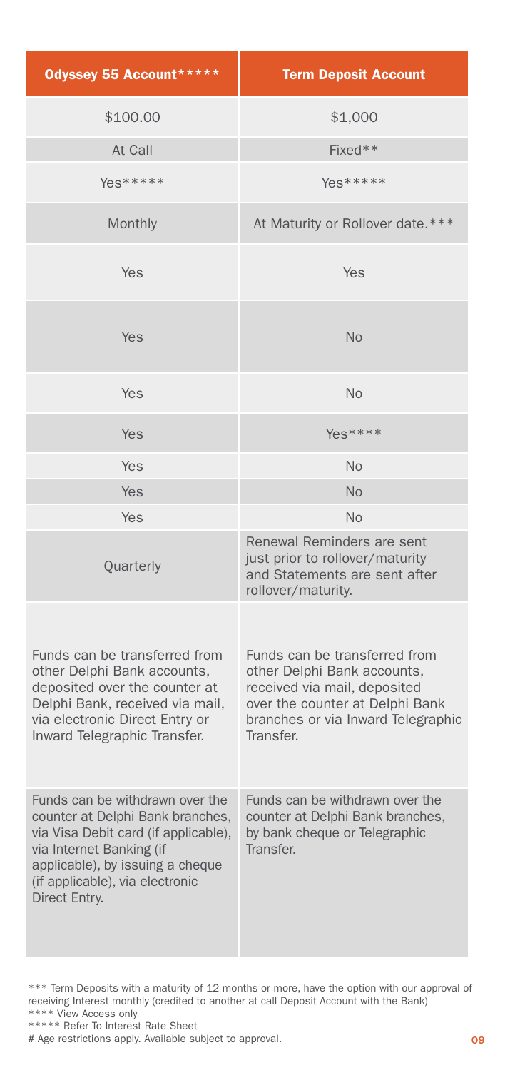| Odyssey 55 Account***** | Term Deposit Account |
| --- | --- |
| $100.00 | $1,000 |
| At Call | Fixed** |
| Yes***** | Yes***** |
| Monthly | At Maturity or Rollover date.*** |
| Yes | Yes |
| Yes | No |
| Yes | No |
| Yes | Yes**** |
| Yes | No |
| Yes | No |
| Yes | No |
| Quarterly | Renewal Reminders are sent just prior to rollover/maturity and Statements are sent after rollover/maturity. |
| Funds can be transferred from other Delphi Bank accounts, deposited over the counter at Delphi Bank, received via mail, via electronic Direct Entry or Inward Telegraphic Transfer. | Funds can be transferred from other Delphi Bank accounts, received via mail, deposited over the counter at Delphi Bank branches or via Inward Telegraphic Transfer. |
| Funds can be withdrawn over the counter at Delphi Bank branches, via Visa Debit card (if applicable), via Internet Banking (if applicable), by issuing a cheque (if applicable), via electronic Direct Entry. | Funds can be withdrawn over the counter at Delphi Bank branches, by bank cheque or Telegraphic Transfer. |

*** Term Deposits with a maturity of 12 months or more, have the option with our approval of receiving Interest monthly (credited to another at call Deposit Account with the Bank)

**** View Access only

***** Refer To Interest Rate Sheet

# Age restrictions apply. Available subject to approval.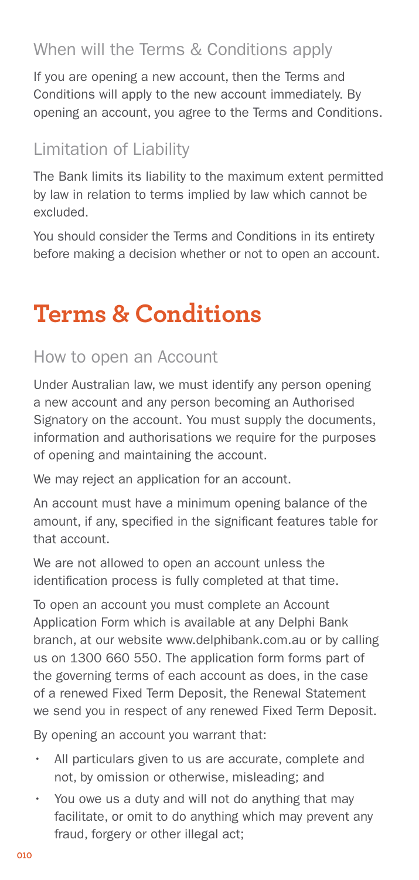## When will the Terms & Conditions apply

If you are opening a new account, then the Terms and Conditions will apply to the new account immediately. By opening an account, you agree to the Terms and Conditions.

## Limitation of Liability

The Bank limits its liability to the maximum extent permitted by law in relation to terms implied by law which cannot be excluded.

You should consider the Terms and Conditions in its entirety before making a decision whether or not to open an account.

# Terms & Conditions

## How to open an Account

Under Australian law, we must identify any person opening a new account and any person becoming an Authorised Signatory on the account. You must supply the documents, information and authorisations we require for the purposes of opening and maintaining the account.

We may reject an application for an account.

An account must have a minimum opening balance of the amount, if any, specified in the significant features table for that account.

We are not allowed to open an account unless the identification process is fully completed at that time.

To open an account you must complete an Account Application Form which is available at any Delphi Bank branch, at our website www.delphibank.com.au or by calling us on 1300 660 550. The application form forms part of the governing terms of each account as does, in the case of a renewed Fixed Term Deposit, the Renewal Statement we send you in respect of any renewed Fixed Term Deposit.

By opening an account you warrant that:

- All particulars given to us are accurate, complete and not, by omission or otherwise, misleading; and
- You owe us a duty and will not do anything that may facilitate, or omit to do anything which may prevent any fraud, forgery or other illegal act;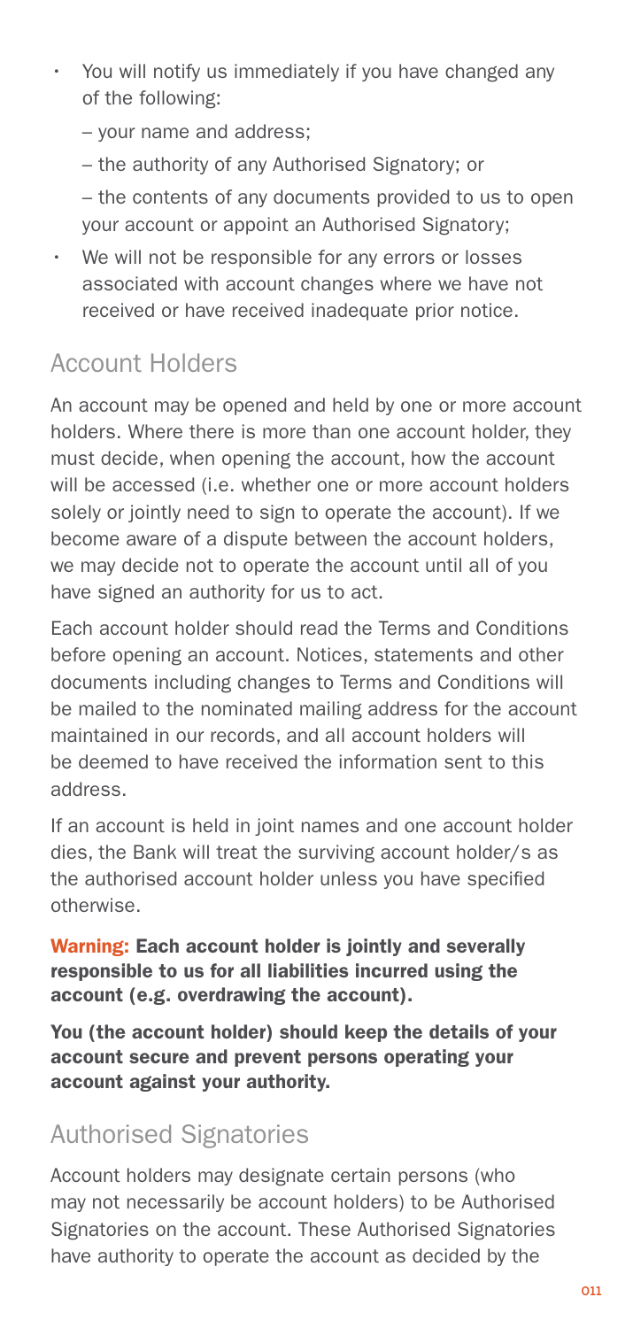- You will notify us immediately if you have changed any of the following:
  - – your name and address;
  - – the authority of any Authorised Signatory; or
  - – the contents of any documents provided to us to open your account or appoint an Authorised Signatory;
- We will not be responsible for any errors or losses associated with account changes where we have not received or have received inadequate prior notice.

## Account Holders

An account may be opened and held by one or more account holders. Where there is more than one account holder, they must decide, when opening the account, how the account will be accessed (i.e. whether one or more account holders solely or jointly need to sign to operate the account). If we become aware of a dispute between the account holders, we may decide not to operate the account until all of you have signed an authority for us to act.

Each account holder should read the Terms and Conditions before opening an account. Notices, statements and other documents including changes to Terms and Conditions will be mailed to the nominated mailing address for the account maintained in our records, and all account holders will be deemed to have received the information sent to this address.

If an account is held in joint names and one account holder dies, the Bank will treat the surviving account holder/s as the authorised account holder unless you have specified otherwise.

**Warning: Each account holder is jointly and severally responsible to us for all liabilities incurred using the account (e.g. overdrawing the account).**

**You (the account holder) should keep the details of your account secure and prevent persons operating your account against your authority.**

## Authorised Signatories

Account holders may designate certain persons (who may not necessarily be account holders) to be Authorised Signatories on the account. These Authorised Signatories have authority to operate the account as decided by the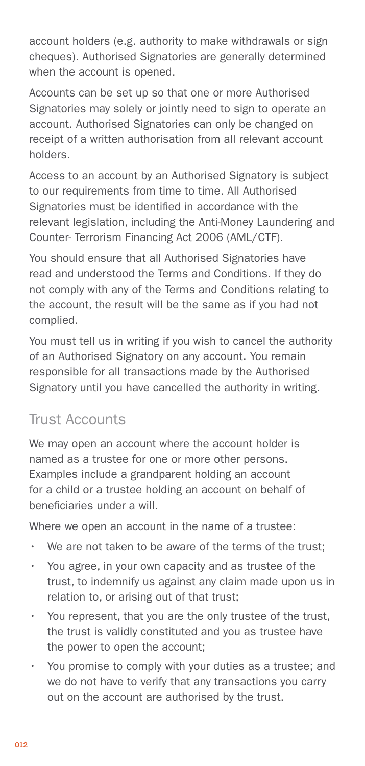account holders (e.g. authority to make withdrawals or sign cheques). Authorised Signatories are generally determined when the account is opened.

Accounts can be set up so that one or more Authorised Signatories may solely or jointly need to sign to operate an account. Authorised Signatories can only be changed on receipt of a written authorisation from all relevant account holders.

Access to an account by an Authorised Signatory is subject to our requirements from time to time. All Authorised Signatories must be identified in accordance with the relevant legislation, including the Anti-Money Laundering and Counter- Terrorism Financing Act 2006 (AML/CTF).

You should ensure that all Authorised Signatories have read and understood the Terms and Conditions. If they do not comply with any of the Terms and Conditions relating to the account, the result will be the same as if you had not complied.

You must tell us in writing if you wish to cancel the authority of an Authorised Signatory on any account. You remain responsible for all transactions made by the Authorised Signatory until you have cancelled the authority in writing.

## Trust Accounts

We may open an account where the account holder is named as a trustee for one or more other persons. Examples include a grandparent holding an account for a child or a trustee holding an account on behalf of beneficiaries under a will.

Where we open an account in the name of a trustee:

- We are not taken to be aware of the terms of the trust;
- You agree, in your own capacity and as trustee of the trust, to indemnify us against any claim made upon us in relation to, or arising out of that trust;
- You represent, that you are the only trustee of the trust, the trust is validly constituted and you as trustee have the power to open the account;
- You promise to comply with your duties as a trustee; and we do not have to verify that any transactions you carry out on the account are authorised by the trust.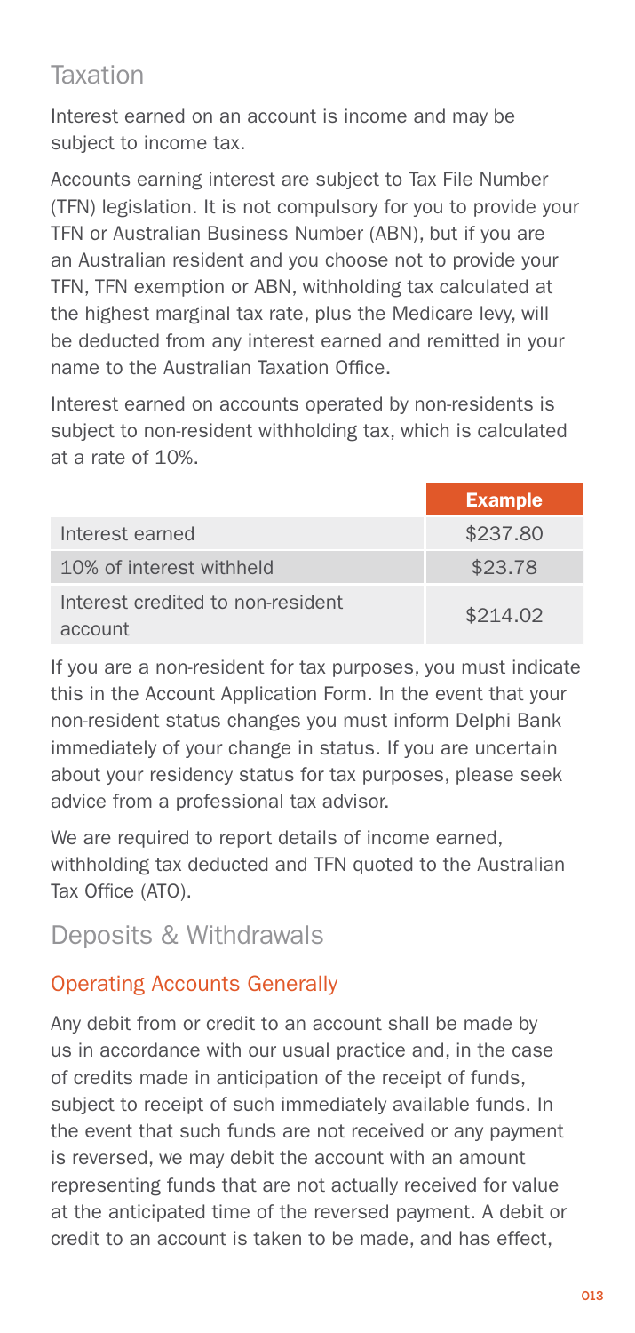## Taxation

Interest earned on an account is income and may be subject to income tax.

Accounts earning interest are subject to Tax File Number (TFN) legislation. It is not compulsory for you to provide your TFN or Australian Business Number (ABN), but if you are an Australian resident and you choose not to provide your TFN, TFN exemption or ABN, withholding tax calculated at the highest marginal tax rate, plus the Medicare levy, will be deducted from any interest earned and remitted in your name to the Australian Taxation Office.

Interest earned on accounts operated by non-residents is subject to non-resident withholding tax, which is calculated at a rate of 10%.

| | Example |
|---|---|
| Interest earned | $237.80 |
| 10% of interest withheld | $23.78 |
| Interest credited to non-resident account | $214.02 |

If you are a non-resident for tax purposes, you must indicate this in the Account Application Form. In the event that your non-resident status changes you must inform Delphi Bank immediately of your change in status. If you are uncertain about your residency status for tax purposes, please seek advice from a professional tax advisor.

We are required to report details of income earned, withholding tax deducted and TFN quoted to the Australian Tax Office (ATO).

## Deposits & Withdrawals

### Operating Accounts Generally

Any debit from or credit to an account shall be made by us in accordance with our usual practice and, in the case of credits made in anticipation of the receipt of funds, subject to receipt of such immediately available funds. In the event that such funds are not received or any payment is reversed, we may debit the account with an amount representing funds that are not actually received for value at the anticipated time of the reversed payment. A debit or credit to an account is taken to be made, and has effect,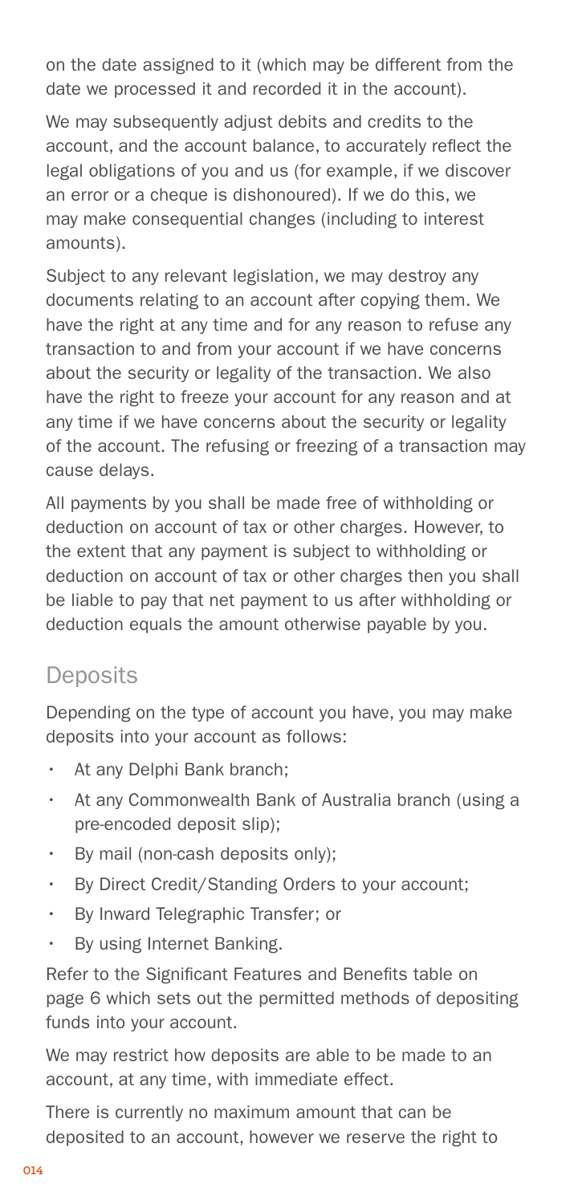on the date assigned to it (which may be different from the date we processed it and recorded it in the account).

We may subsequently adjust debits and credits to the account, and the account balance, to accurately reflect the legal obligations of you and us (for example, if we discover an error or a cheque is dishonoured). If we do this, we may make consequential changes (including to interest amounts).

Subject to any relevant legislation, we may destroy any documents relating to an account after copying them. We have the right at any time and for any reason to refuse any transaction to and from your account if we have concerns about the security or legality of the transaction. We also have the right to freeze your account for any reason and at any time if we have concerns about the security or legality of the account. The refusing or freezing of a transaction may cause delays.

All payments by you shall be made free of withholding or deduction on account of tax or other charges. However, to the extent that any payment is subject to withholding or deduction on account of tax or other charges then you shall be liable to pay that net payment to us after withholding or deduction equals the amount otherwise payable by you.

## Deposits

Depending on the type of account you have, you may make deposits into your account as follows:

- At any Delphi Bank branch;
- At any Commonwealth Bank of Australia branch (using a pre-encoded deposit slip);
- By mail (non-cash deposits only);
- By Direct Credit/Standing Orders to your account;
- By Inward Telegraphic Transfer; or
- By using Internet Banking.

Refer to the Significant Features and Benefits table on page 6 which sets out the permitted methods of depositing funds into your account.

We may restrict how deposits are able to be made to an account, at any time, with immediate effect.

There is currently no maximum amount that can be deposited to an account, however we reserve the right to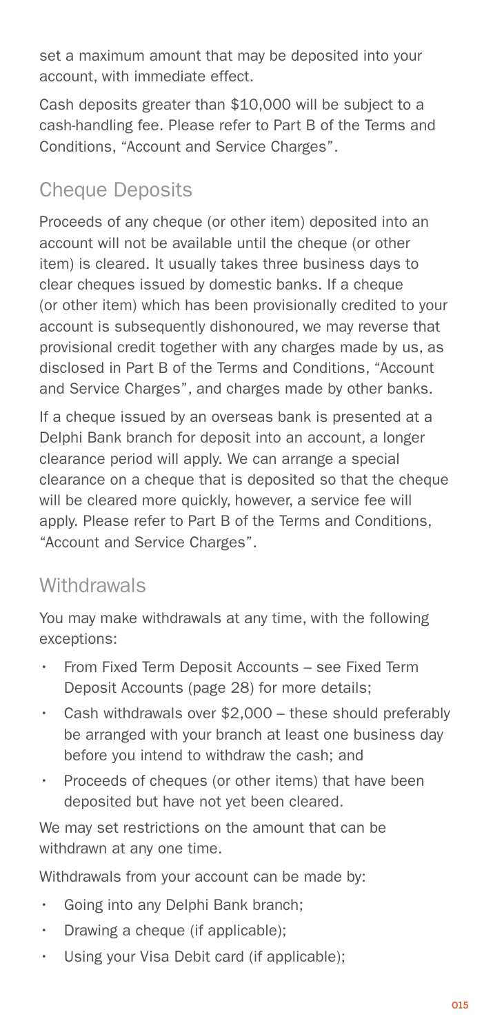set a maximum amount that may be deposited into your account, with immediate effect.

Cash deposits greater than $10,000 will be subject to a cash-handling fee. Please refer to Part B of the Terms and Conditions, "Account and Service Charges".

## Cheque Deposits

Proceeds of any cheque (or other item) deposited into an account will not be available until the cheque (or other item) is cleared. It usually takes three business days to clear cheques issued by domestic banks. If a cheque (or other item) which has been provisionally credited to your account is subsequently dishonoured, we may reverse that provisional credit together with any charges made by us, as disclosed in Part B of the Terms and Conditions, "Account and Service Charges", and charges made by other banks.

If a cheque issued by an overseas bank is presented at a Delphi Bank branch for deposit into an account, a longer clearance period will apply. We can arrange a special clearance on a cheque that is deposited so that the cheque will be cleared more quickly, however, a service fee will apply. Please refer to Part B of the Terms and Conditions, "Account and Service Charges".

## Withdrawals

You may make withdrawals at any time, with the following exceptions:

- From Fixed Term Deposit Accounts – see Fixed Term Deposit Accounts (page 28) for more details;
- Cash withdrawals over $2,000 – these should preferably be arranged with your branch at least one business day before you intend to withdraw the cash; and
- Proceeds of cheques (or other items) that have been deposited but have not yet been cleared.

We may set restrictions on the amount that can be withdrawn at any one time.

Withdrawals from your account can be made by:

- Going into any Delphi Bank branch;
- Drawing a cheque (if applicable);
- Using your Visa Debit card (if applicable);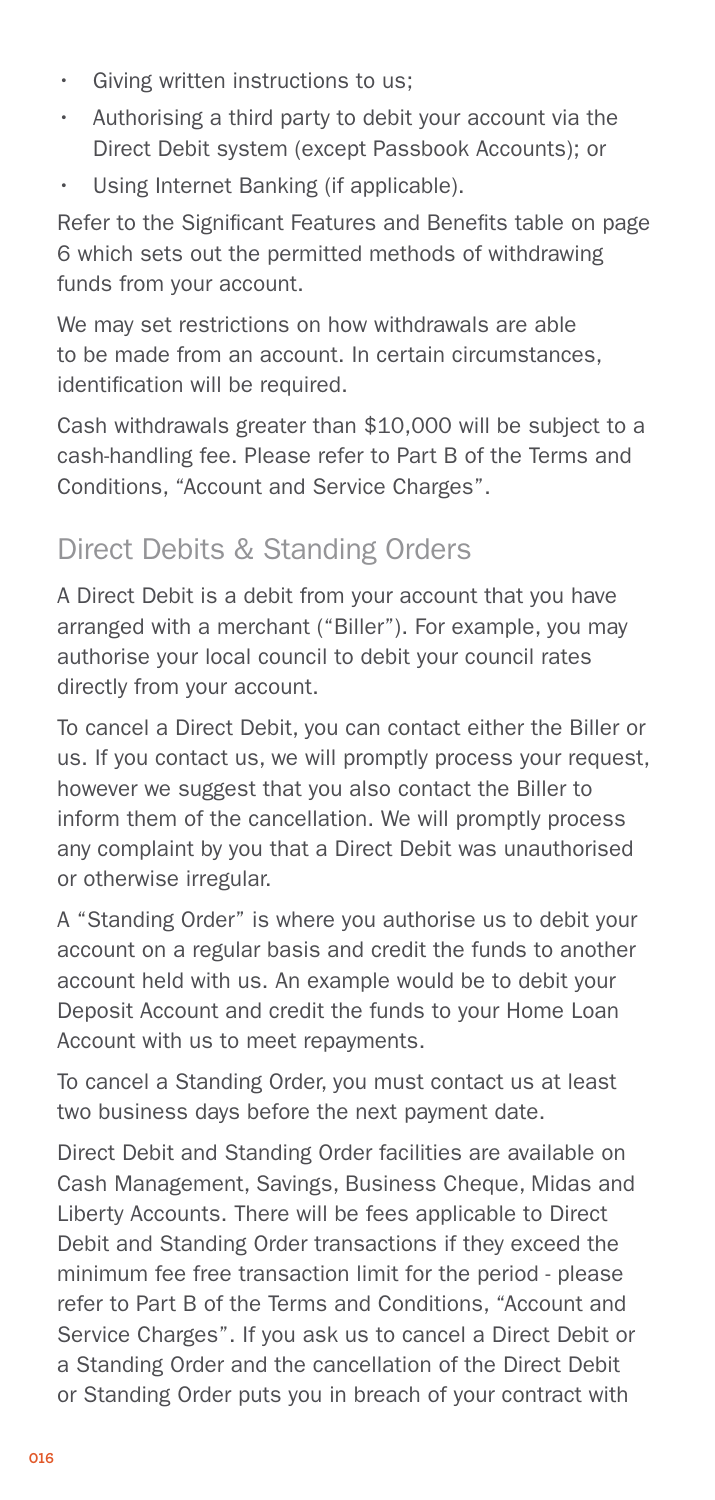- Giving written instructions to us;
- Authorising a third party to debit your account via the Direct Debit system (except Passbook Accounts); or
- Using Internet Banking (if applicable).

Refer to the Significant Features and Benefits table on page 6 which sets out the permitted methods of withdrawing funds from your account.

We may set restrictions on how withdrawals are able to be made from an account. In certain circumstances, identification will be required.

Cash withdrawals greater than $10,000 will be subject to a cash-handling fee. Please refer to Part B of the Terms and Conditions, "Account and Service Charges".

## Direct Debits & Standing Orders

A Direct Debit is a debit from your account that you have arranged with a merchant ("Biller"). For example, you may authorise your local council to debit your council rates directly from your account.

To cancel a Direct Debit, you can contact either the Biller or us. If you contact us, we will promptly process your request, however we suggest that you also contact the Biller to inform them of the cancellation. We will promptly process any complaint by you that a Direct Debit was unauthorised or otherwise irregular.

A "Standing Order" is where you authorise us to debit your account on a regular basis and credit the funds to another account held with us. An example would be to debit your Deposit Account and credit the funds to your Home Loan Account with us to meet repayments.

To cancel a Standing Order, you must contact us at least two business days before the next payment date.

Direct Debit and Standing Order facilities are available on Cash Management, Savings, Business Cheque, Midas and Liberty Accounts. There will be fees applicable to Direct Debit and Standing Order transactions if they exceed the minimum fee free transaction limit for the period - please refer to Part B of the Terms and Conditions, "Account and Service Charges". If you ask us to cancel a Direct Debit or a Standing Order and the cancellation of the Direct Debit or Standing Order puts you in breach of your contract with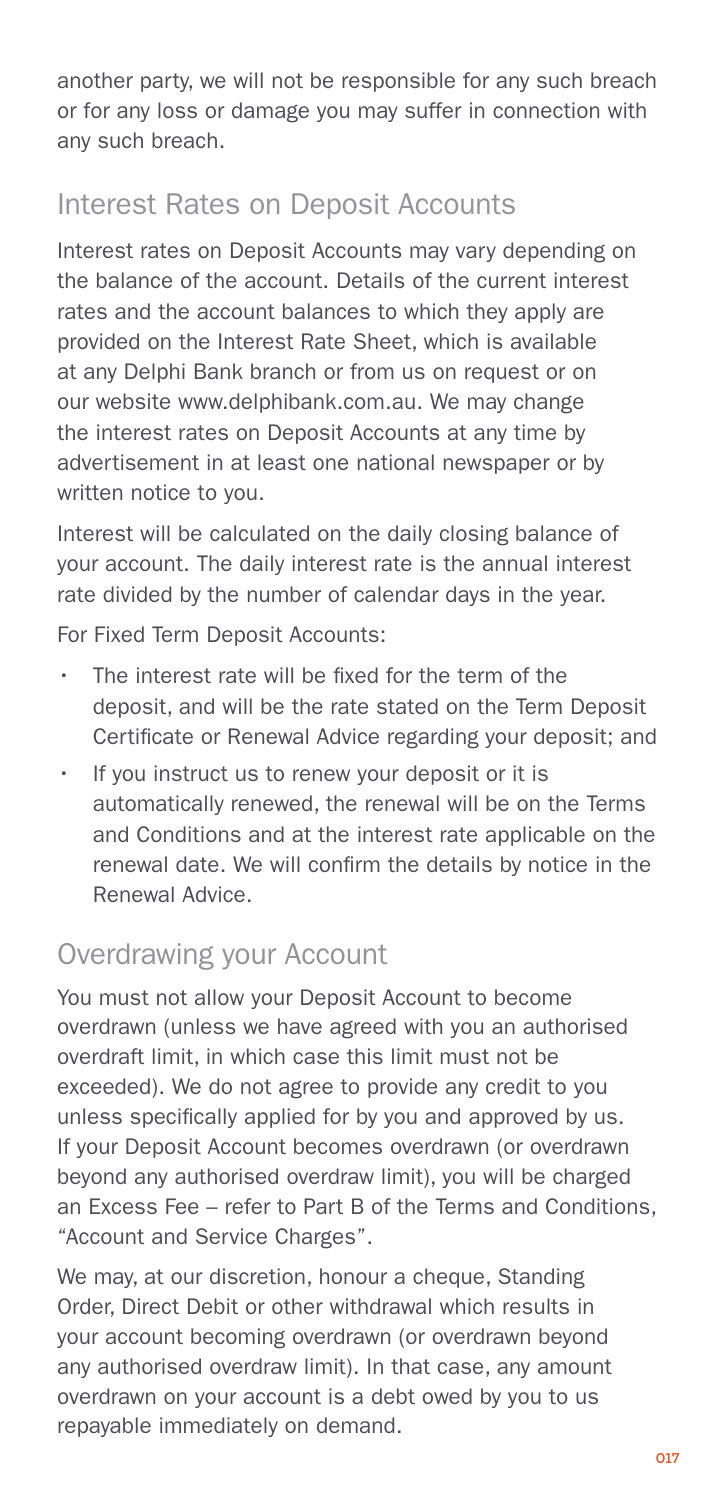another party, we will not be responsible for any such breach or for any loss or damage you may suffer in connection with any such breach.

## Interest Rates on Deposit Accounts

Interest rates on Deposit Accounts may vary depending on the balance of the account. Details of the current interest rates and the account balances to which they apply are provided on the Interest Rate Sheet, which is available at any Delphi Bank branch or from us on request or on our website www.delphibank.com.au. We may change the interest rates on Deposit Accounts at any time by advertisement in at least one national newspaper or by written notice to you.

Interest will be calculated on the daily closing balance of your account. The daily interest rate is the annual interest rate divided by the number of calendar days in the year.

For Fixed Term Deposit Accounts:

- The interest rate will be fixed for the term of the deposit, and will be the rate stated on the Term Deposit Certificate or Renewal Advice regarding your deposit; and
- If you instruct us to renew your deposit or it is automatically renewed, the renewal will be on the Terms and Conditions and at the interest rate applicable on the renewal date. We will confirm the details by notice in the Renewal Advice.

## Overdrawing your Account

You must not allow your Deposit Account to become overdrawn (unless we have agreed with you an authorised overdraft limit, in which case this limit must not be exceeded). We do not agree to provide any credit to you unless specifically applied for by you and approved by us. If your Deposit Account becomes overdrawn (or overdrawn beyond any authorised overdraw limit), you will be charged an Excess Fee – refer to Part B of the Terms and Conditions, "Account and Service Charges".

We may, at our discretion, honour a cheque, Standing Order, Direct Debit or other withdrawal which results in your account becoming overdrawn (or overdrawn beyond any authorised overdraw limit). In that case, any amount overdrawn on your account is a debt owed by you to us repayable immediately on demand.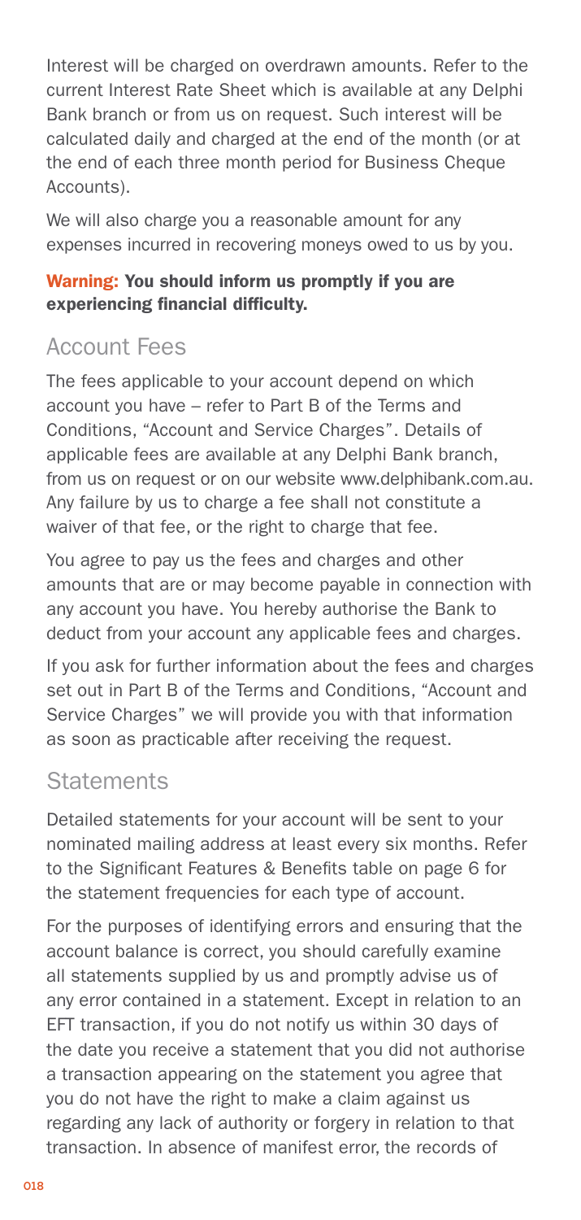Interest will be charged on overdrawn amounts. Refer to the current Interest Rate Sheet which is available at any Delphi Bank branch or from us on request. Such interest will be calculated daily and charged at the end of the month (or at the end of each three month period for Business Cheque Accounts).

We will also charge you a reasonable amount for any expenses incurred in recovering moneys owed to us by you.

**Warning: You should inform us promptly if you are experiencing financial difficulty.**

## Account Fees

The fees applicable to your account depend on which account you have – refer to Part B of the Terms and Conditions, "Account and Service Charges". Details of applicable fees are available at any Delphi Bank branch, from us on request or on our website www.delphibank.com.au. Any failure by us to charge a fee shall not constitute a waiver of that fee, or the right to charge that fee.

You agree to pay us the fees and charges and other amounts that are or may become payable in connection with any account you have. You hereby authorise the Bank to deduct from your account any applicable fees and charges.

If you ask for further information about the fees and charges set out in Part B of the Terms and Conditions, "Account and Service Charges" we will provide you with that information as soon as practicable after receiving the request.

## Statements

Detailed statements for your account will be sent to your nominated mailing address at least every six months. Refer to the Significant Features & Benefits table on page 6 for the statement frequencies for each type of account.

For the purposes of identifying errors and ensuring that the account balance is correct, you should carefully examine all statements supplied by us and promptly advise us of any error contained in a statement. Except in relation to an EFT transaction, if you do not notify us within 30 days of the date you receive a statement that you did not authorise a transaction appearing on the statement you agree that you do not have the right to make a claim against us regarding any lack of authority or forgery in relation to that transaction. In absence of manifest error, the records of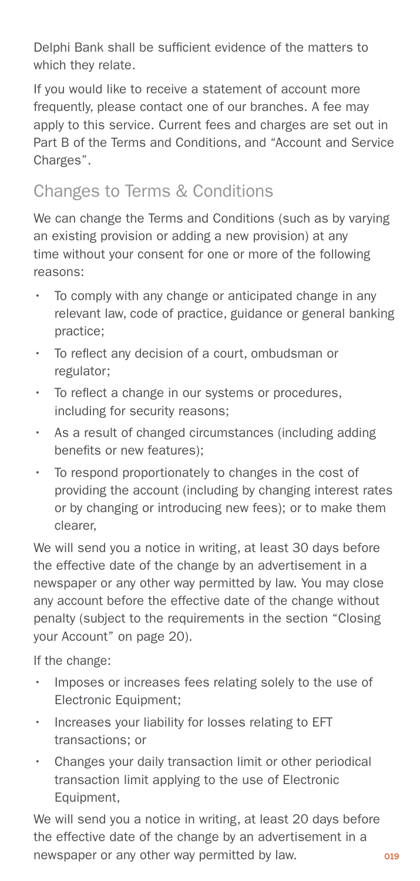Delphi Bank shall be sufficient evidence of the matters to which they relate.

If you would like to receive a statement of account more frequently, please contact one of our branches. A fee may apply to this service. Current fees and charges are set out in Part B of the Terms and Conditions, and "Account and Service Charges".

## Changes to Terms & Conditions

We can change the Terms and Conditions (such as by varying an existing provision or adding a new provision) at any time without your consent for one or more of the following reasons:

- To comply with any change or anticipated change in any relevant law, code of practice, guidance or general banking practice;
- To reflect any decision of a court, ombudsman or regulator;
- To reflect a change in our systems or procedures, including for security reasons;
- As a result of changed circumstances (including adding benefits or new features);
- To respond proportionately to changes in the cost of providing the account (including by changing interest rates or by changing or introducing new fees); or to make them clearer,

We will send you a notice in writing, at least 30 days before the effective date of the change by an advertisement in a newspaper or any other way permitted by law. You may close any account before the effective date of the change without penalty (subject to the requirements in the section "Closing your Account" on page 20).

If the change:

- Imposes or increases fees relating solely to the use of Electronic Equipment;
- Increases your liability for losses relating to EFT transactions; or
- Changes your daily transaction limit or other periodical transaction limit applying to the use of Electronic Equipment,

We will send you a notice in writing, at least 20 days before the effective date of the change by an advertisement in a newspaper or any other way permitted by law.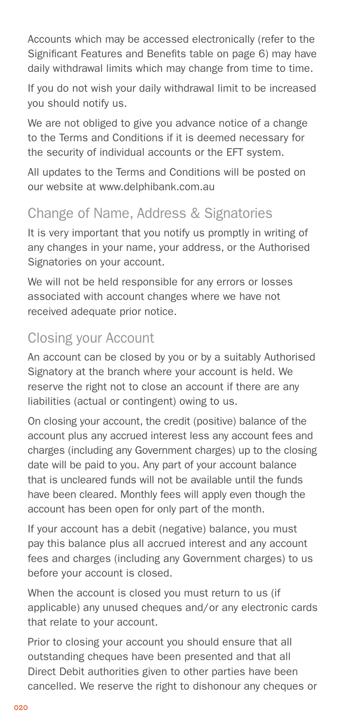Accounts which may be accessed electronically (refer to the Significant Features and Benefits table on page 6) may have daily withdrawal limits which may change from time to time.

If you do not wish your daily withdrawal limit to be increased you should notify us.

We are not obliged to give you advance notice of a change to the Terms and Conditions if it is deemed necessary for the security of individual accounts or the EFT system.

All updates to the Terms and Conditions will be posted on our website at www.delphibank.com.au

## Change of Name, Address & Signatories

It is very important that you notify us promptly in writing of any changes in your name, your address, or the Authorised Signatories on your account.

We will not be held responsible for any errors or losses associated with account changes where we have not received adequate prior notice.

## Closing your Account

An account can be closed by you or by a suitably Authorised Signatory at the branch where your account is held. We reserve the right not to close an account if there are any liabilities (actual or contingent) owing to us.

On closing your account, the credit (positive) balance of the account plus any accrued interest less any account fees and charges (including any Government charges) up to the closing date will be paid to you. Any part of your account balance that is uncleared funds will not be available until the funds have been cleared. Monthly fees will apply even though the account has been open for only part of the month.

If your account has a debit (negative) balance, you must pay this balance plus all accrued interest and any account fees and charges (including any Government charges) to us before your account is closed.

When the account is closed you must return to us (if applicable) any unused cheques and/or any electronic cards that relate to your account.

Prior to closing your account you should ensure that all outstanding cheques have been presented and that all Direct Debit authorities given to other parties have been cancelled. We reserve the right to dishonour any cheques or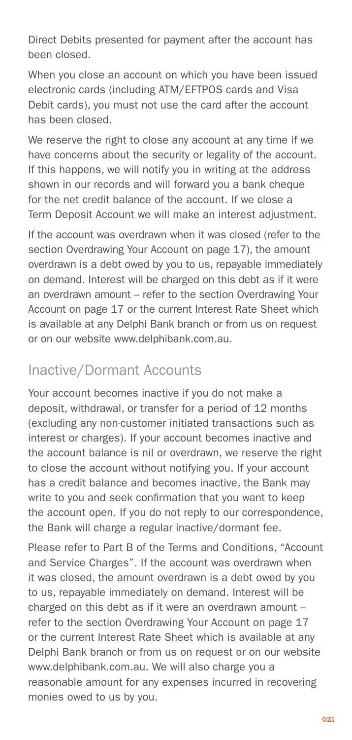Direct Debits presented for payment after the account has been closed.

When you close an account on which you have been issued electronic cards (including ATM/EFTPOS cards and Visa Debit cards), you must not use the card after the account has been closed.

We reserve the right to close any account at any time if we have concerns about the security or legality of the account. If this happens, we will notify you in writing at the address shown in our records and will forward you a bank cheque for the net credit balance of the account. If we close a Term Deposit Account we will make an interest adjustment.

If the account was overdrawn when it was closed (refer to the section Overdrawing Your Account on page 17), the amount overdrawn is a debt owed by you to us, repayable immediately on demand. Interest will be charged on this debt as if it were an overdrawn amount – refer to the section Overdrawing Your Account on page 17 or the current Interest Rate Sheet which is available at any Delphi Bank branch or from us on request or on our website www.delphibank.com.au.

## Inactive/Dormant Accounts

Your account becomes inactive if you do not make a deposit, withdrawal, or transfer for a period of 12 months (excluding any non-customer initiated transactions such as interest or charges). If your account becomes inactive and the account balance is nil or overdrawn, we reserve the right to close the account without notifying you. If your account has a credit balance and becomes inactive, the Bank may write to you and seek confirmation that you want to keep the account open. If you do not reply to our correspondence, the Bank will charge a regular inactive/dormant fee.

Please refer to Part B of the Terms and Conditions, "Account and Service Charges". If the account was overdrawn when it was closed, the amount overdrawn is a debt owed by you to us, repayable immediately on demand. Interest will be charged on this debt as if it were an overdrawn amount – refer to the section Overdrawing Your Account on page 17 or the current Interest Rate Sheet which is available at any Delphi Bank branch or from us on request or on our website www.delphibank.com.au. We will also charge you a reasonable amount for any expenses incurred in recovering monies owed to us by you.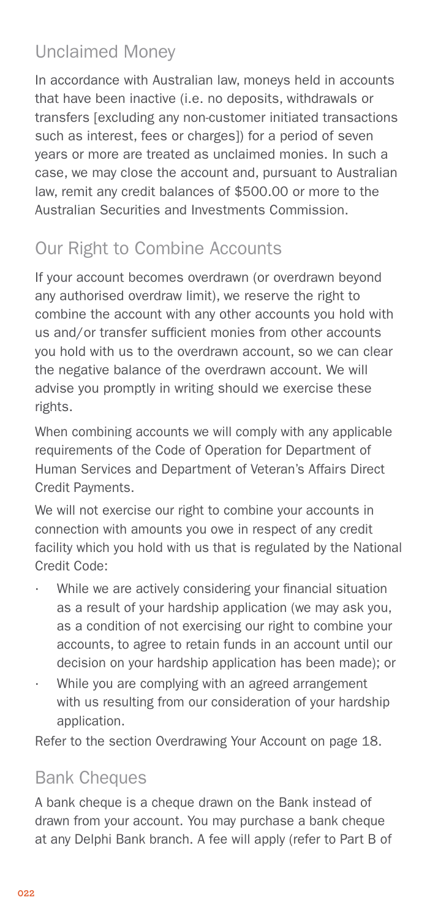## Unclaimed Money

In accordance with Australian law, moneys held in accounts that have been inactive (i.e. no deposits, withdrawals or transfers [excluding any non-customer initiated transactions such as interest, fees or charges]) for a period of seven years or more are treated as unclaimed monies. In such a case, we may close the account and, pursuant to Australian law, remit any credit balances of $500.00 or more to the Australian Securities and Investments Commission.

## Our Right to Combine Accounts

If your account becomes overdrawn (or overdrawn beyond any authorised overdraw limit), we reserve the right to combine the account with any other accounts you hold with us and/or transfer sufficient monies from other accounts you hold with us to the overdrawn account, so we can clear the negative balance of the overdrawn account. We will advise you promptly in writing should we exercise these rights.

When combining accounts we will comply with any applicable requirements of the Code of Operation for Department of Human Services and Department of Veteran's Affairs Direct Credit Payments.

We will not exercise our right to combine your accounts in connection with amounts you owe in respect of any credit facility which you hold with us that is regulated by the National Credit Code:

- While we are actively considering your financial situation as a result of your hardship application (we may ask you, as a condition of not exercising our right to combine your accounts, to agree to retain funds in an account until our decision on your hardship application has been made); or
- While you are complying with an agreed arrangement with us resulting from our consideration of your hardship application.

Refer to the section Overdrawing Your Account on page 18.

## Bank Cheques

A bank cheque is a cheque drawn on the Bank instead of drawn from your account. You may purchase a bank cheque at any Delphi Bank branch. A fee will apply (refer to Part B of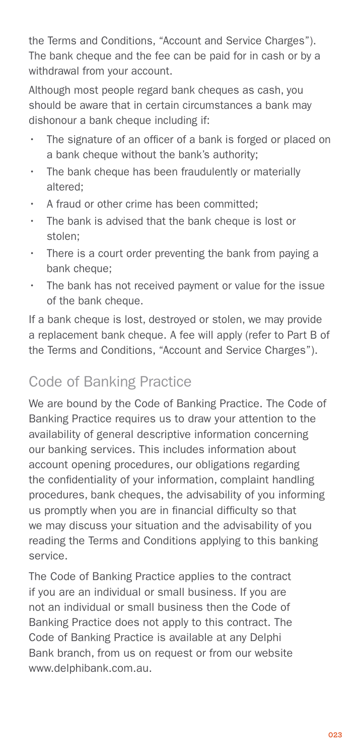the Terms and Conditions, "Account and Service Charges"). The bank cheque and the fee can be paid for in cash or by a withdrawal from your account.

Although most people regard bank cheques as cash, you should be aware that in certain circumstances a bank may dishonour a bank cheque including if:

- The signature of an officer of a bank is forged or placed on a bank cheque without the bank's authority;
- The bank cheque has been fraudulently or materially altered;
- A fraud or other crime has been committed;
- The bank is advised that the bank cheque is lost or stolen;
- There is a court order preventing the bank from paying a bank cheque;
- The bank has not received payment or value for the issue of the bank cheque.

If a bank cheque is lost, destroyed or stolen, we may provide a replacement bank cheque. A fee will apply (refer to Part B of the Terms and Conditions, "Account and Service Charges").

## Code of Banking Practice

We are bound by the Code of Banking Practice. The Code of Banking Practice requires us to draw your attention to the availability of general descriptive information concerning our banking services. This includes information about account opening procedures, our obligations regarding the confidentiality of your information, complaint handling procedures, bank cheques, the advisability of you informing us promptly when you are in financial difficulty so that we may discuss your situation and the advisability of you reading the Terms and Conditions applying to this banking service.

The Code of Banking Practice applies to the contract if you are an individual or small business. If you are not an individual or small business then the Code of Banking Practice does not apply to this contract. The Code of Banking Practice is available at any Delphi Bank branch, from us on request or from our website www.delphibank.com.au.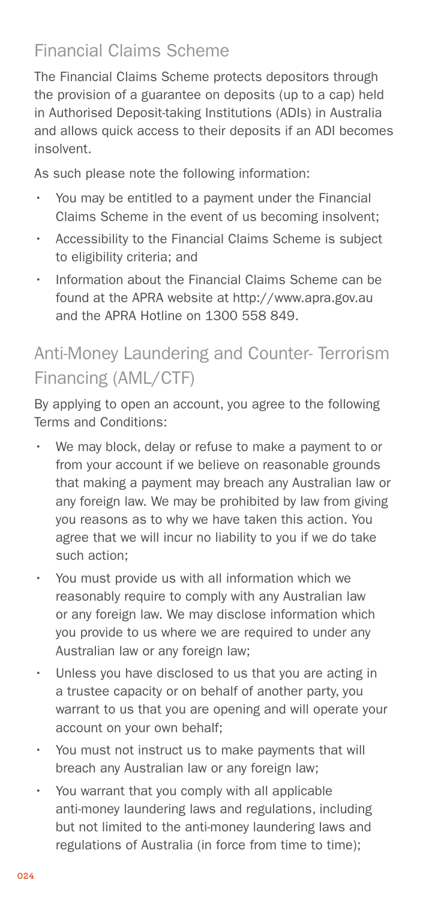## Financial Claims Scheme

The Financial Claims Scheme protects depositors through the provision of a guarantee on deposits (up to a cap) held in Authorised Deposit-taking Institutions (ADIs) in Australia and allows quick access to their deposits if an ADI becomes insolvent.

As such please note the following information:

- You may be entitled to a payment under the Financial Claims Scheme in the event of us becoming insolvent;
- Accessibility to the Financial Claims Scheme is subject to eligibility criteria; and
- Information about the Financial Claims Scheme can be found at the APRA website at http://www.apra.gov.au and the APRA Hotline on 1300 558 849.

## Anti-Money Laundering and Counter- Terrorism Financing (AML/CTF)

By applying to open an account, you agree to the following Terms and Conditions:

- We may block, delay or refuse to make a payment to or from your account if we believe on reasonable grounds that making a payment may breach any Australian law or any foreign law. We may be prohibited by law from giving you reasons as to why we have taken this action. You agree that we will incur no liability to you if we do take such action;
- You must provide us with all information which we reasonably require to comply with any Australian law or any foreign law. We may disclose information which you provide to us where we are required to under any Australian law or any foreign law;
- Unless you have disclosed to us that you are acting in a trustee capacity or on behalf of another party, you warrant to us that you are opening and will operate your account on your own behalf;
- You must not instruct us to make payments that will breach any Australian law or any foreign law;
- You warrant that you comply with all applicable anti-money laundering laws and regulations, including but not limited to the anti-money laundering laws and regulations of Australia (in force from time to time);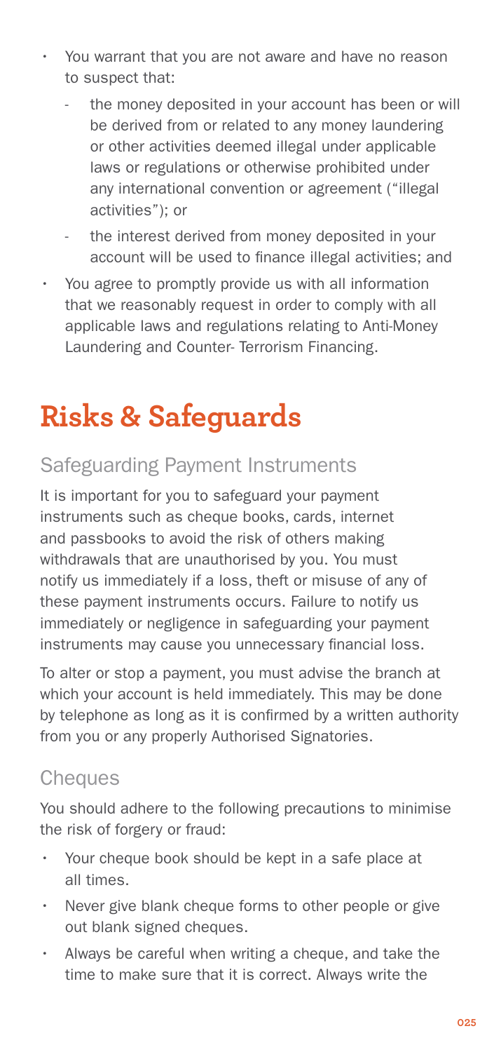- You warrant that you are not aware and have no reason to suspect that:
  - the money deposited in your account has been or will be derived from or related to any money laundering or other activities deemed illegal under applicable laws or regulations or otherwise prohibited under any international convention or agreement ("illegal activities"); or
  - the interest derived from money deposited in your account will be used to finance illegal activities; and
- You agree to promptly provide us with all information that we reasonably request in order to comply with all applicable laws and regulations relating to Anti-Money Laundering and Counter- Terrorism Financing.

# Risks & Safeguards

## Safeguarding Payment Instruments

It is important for you to safeguard your payment instruments such as cheque books, cards, internet and passbooks to avoid the risk of others making withdrawals that are unauthorised by you. You must notify us immediately if a loss, theft or misuse of any of these payment instruments occurs. Failure to notify us immediately or negligence in safeguarding your payment instruments may cause you unnecessary financial loss.

To alter or stop a payment, you must advise the branch at which your account is held immediately. This may be done by telephone as long as it is confirmed by a written authority from you or any properly Authorised Signatories.

## Cheques

You should adhere to the following precautions to minimise the risk of forgery or fraud:

- Your cheque book should be kept in a safe place at all times.
- Never give blank cheque forms to other people or give out blank signed cheques.
- Always be careful when writing a cheque, and take the time to make sure that it is correct. Always write the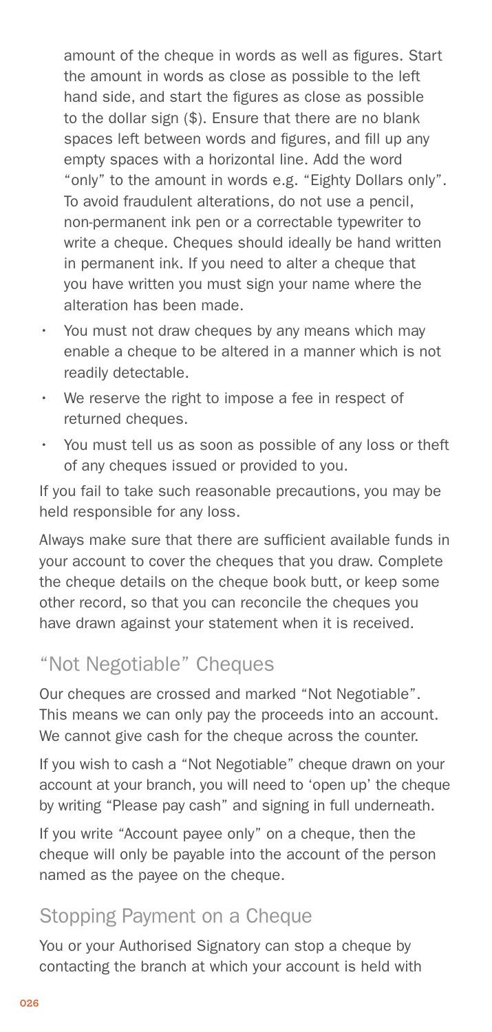amount of the cheque in words as well as figures. Start the amount in words as close as possible to the left hand side, and start the figures as close as possible to the dollar sign ($). Ensure that there are no blank spaces left between words and figures, and fill up any empty spaces with a horizontal line. Add the word "only" to the amount in words e.g. "Eighty Dollars only". To avoid fraudulent alterations, do not use a pencil, non-permanent ink pen or a correctable typewriter to write a cheque. Cheques should ideally be hand written in permanent ink. If you need to alter a cheque that you have written you must sign your name where the alteration has been made.

- You must not draw cheques by any means which may enable a cheque to be altered in a manner which is not readily detectable.
- We reserve the right to impose a fee in respect of returned cheques.
- You must tell us as soon as possible of any loss or theft of any cheques issued or provided to you.

If you fail to take such reasonable precautions, you may be held responsible for any loss.

Always make sure that there are sufficient available funds in your account to cover the cheques that you draw. Complete the cheque details on the cheque book butt, or keep some other record, so that you can reconcile the cheques you have drawn against your statement when it is received.

## "Not Negotiable" Cheques

Our cheques are crossed and marked "Not Negotiable". This means we can only pay the proceeds into an account. We cannot give cash for the cheque across the counter.

If you wish to cash a "Not Negotiable" cheque drawn on your account at your branch, you will need to 'open up' the cheque by writing "Please pay cash" and signing in full underneath.

If you write "Account payee only" on a cheque, then the cheque will only be payable into the account of the person named as the payee on the cheque.

## Stopping Payment on a Cheque

You or your Authorised Signatory can stop a cheque by contacting the branch at which your account is held with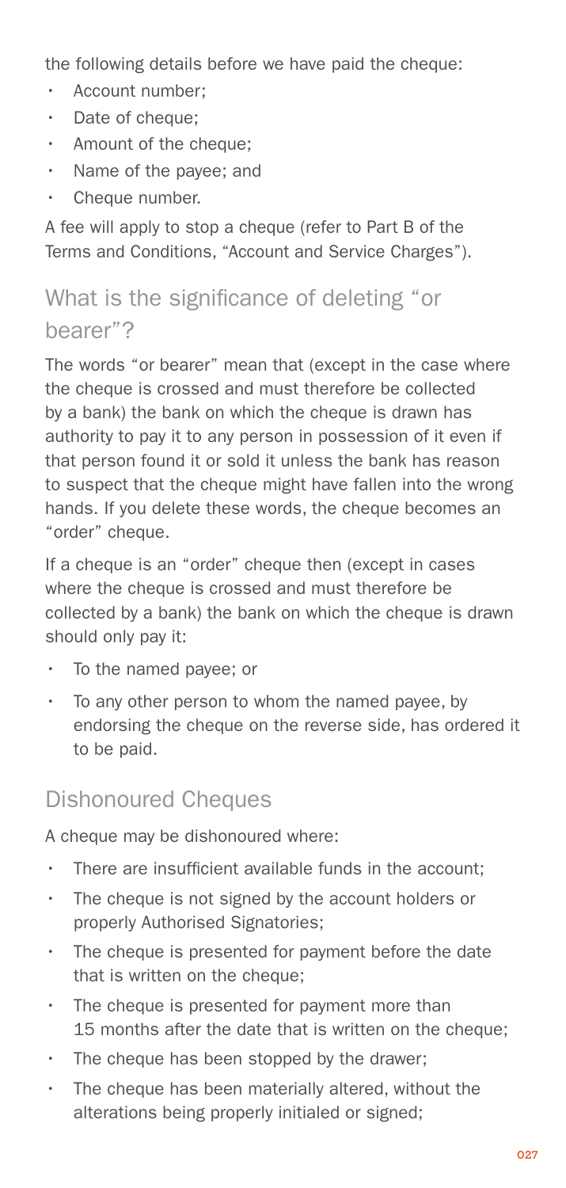the following details before we have paid the cheque:

- Account number;
- Date of cheque;
- Amount of the cheque;
- Name of the payee; and
- Cheque number.

A fee will apply to stop a cheque (refer to Part B of the Terms and Conditions, "Account and Service Charges").

## What is the significance of deleting "or bearer"?

The words "or bearer" mean that (except in the case where the cheque is crossed and must therefore be collected by a bank) the bank on which the cheque is drawn has authority to pay it to any person in possession of it even if that person found it or sold it unless the bank has reason to suspect that the cheque might have fallen into the wrong hands. If you delete these words, the cheque becomes an "order" cheque.

If a cheque is an "order" cheque then (except in cases where the cheque is crossed and must therefore be collected by a bank) the bank on which the cheque is drawn should only pay it:

- To the named payee; or
- To any other person to whom the named payee, by endorsing the cheque on the reverse side, has ordered it to be paid.

## Dishonoured Cheques

A cheque may be dishonoured where:

- There are insufficient available funds in the account;
- The cheque is not signed by the account holders or properly Authorised Signatories;
- The cheque is presented for payment before the date that is written on the cheque;
- The cheque is presented for payment more than 15 months after the date that is written on the cheque;
- The cheque has been stopped by the drawer;
- The cheque has been materially altered, without the alterations being properly initialed or signed;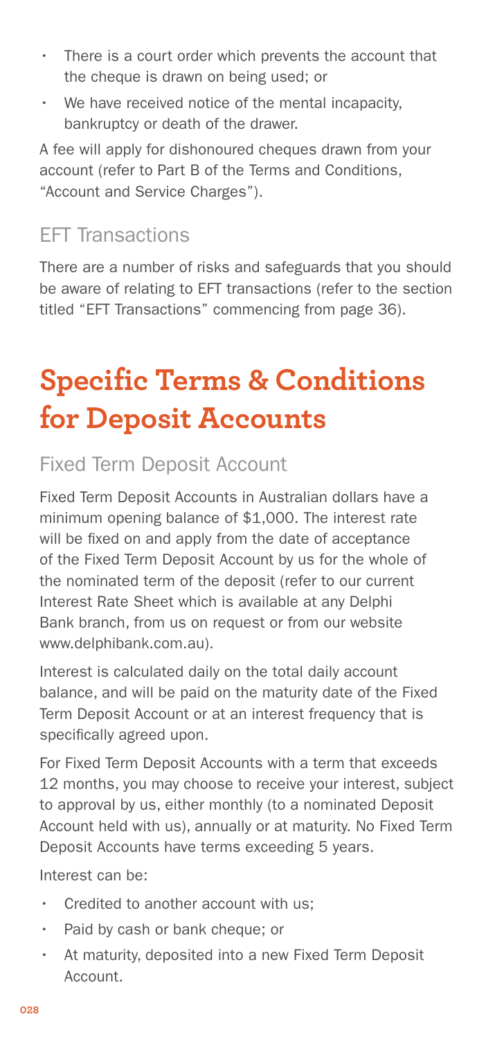- There is a court order which prevents the account that the cheque is drawn on being used; or
- We have received notice of the mental incapacity, bankruptcy or death of the drawer.

A fee will apply for dishonoured cheques drawn from your account (refer to Part B of the Terms and Conditions, "Account and Service Charges").

## EFT Transactions

There are a number of risks and safeguards that you should be aware of relating to EFT transactions (refer to the section titled "EFT Transactions" commencing from page 36).

# Specific Terms & Conditions for Deposit Accounts

## Fixed Term Deposit Account

Fixed Term Deposit Accounts in Australian dollars have a minimum opening balance of $1,000. The interest rate will be fixed on and apply from the date of acceptance of the Fixed Term Deposit Account by us for the whole of the nominated term of the deposit (refer to our current Interest Rate Sheet which is available at any Delphi Bank branch, from us on request or from our website www.delphibank.com.au).

Interest is calculated daily on the total daily account balance, and will be paid on the maturity date of the Fixed Term Deposit Account or at an interest frequency that is specifically agreed upon.

For Fixed Term Deposit Accounts with a term that exceeds 12 months, you may choose to receive your interest, subject to approval by us, either monthly (to a nominated Deposit Account held with us), annually or at maturity. No Fixed Term Deposit Accounts have terms exceeding 5 years.

Interest can be:

- Credited to another account with us;
- Paid by cash or bank cheque; or
- At maturity, deposited into a new Fixed Term Deposit Account.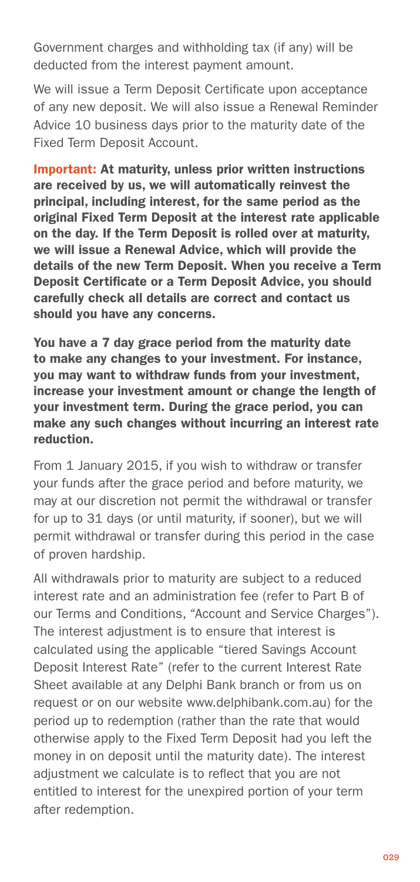Government charges and withholding tax (if any) will be deducted from the interest payment amount.

We will issue a Term Deposit Certificate upon acceptance of any new deposit. We will also issue a Renewal Reminder Advice 10 business days prior to the maturity date of the Fixed Term Deposit Account.

**Important: At maturity, unless prior written instructions are received by us, we will automatically reinvest the principal, including interest, for the same period as the original Fixed Term Deposit at the interest rate applicable on the day. If the Term Deposit is rolled over at maturity, we will issue a Renewal Advice, which will provide the details of the new Term Deposit. When you receive a Term Deposit Certificate or a Term Deposit Advice, you should carefully check all details are correct and contact us should you have any concerns.**

**You have a 7 day grace period from the maturity date to make any changes to your investment. For instance, you may want to withdraw funds from your investment, increase your investment amount or change the length of your investment term. During the grace period, you can make any such changes without incurring an interest rate reduction.**

From 1 January 2015, if you wish to withdraw or transfer your funds after the grace period and before maturity, we may at our discretion not permit the withdrawal or transfer for up to 31 days (or until maturity, if sooner), but we will permit withdrawal or transfer during this period in the case of proven hardship.

All withdrawals prior to maturity are subject to a reduced interest rate and an administration fee (refer to Part B of our Terms and Conditions, "Account and Service Charges"). The interest adjustment is to ensure that interest is calculated using the applicable "tiered Savings Account Deposit Interest Rate" (refer to the current Interest Rate Sheet available at any Delphi Bank branch or from us on request or on our website www.delphibank.com.au) for the period up to redemption (rather than the rate that would otherwise apply to the Fixed Term Deposit had you left the money in on deposit until the maturity date). The interest adjustment we calculate is to reflect that you are not entitled to interest for the unexpired portion of your term after redemption.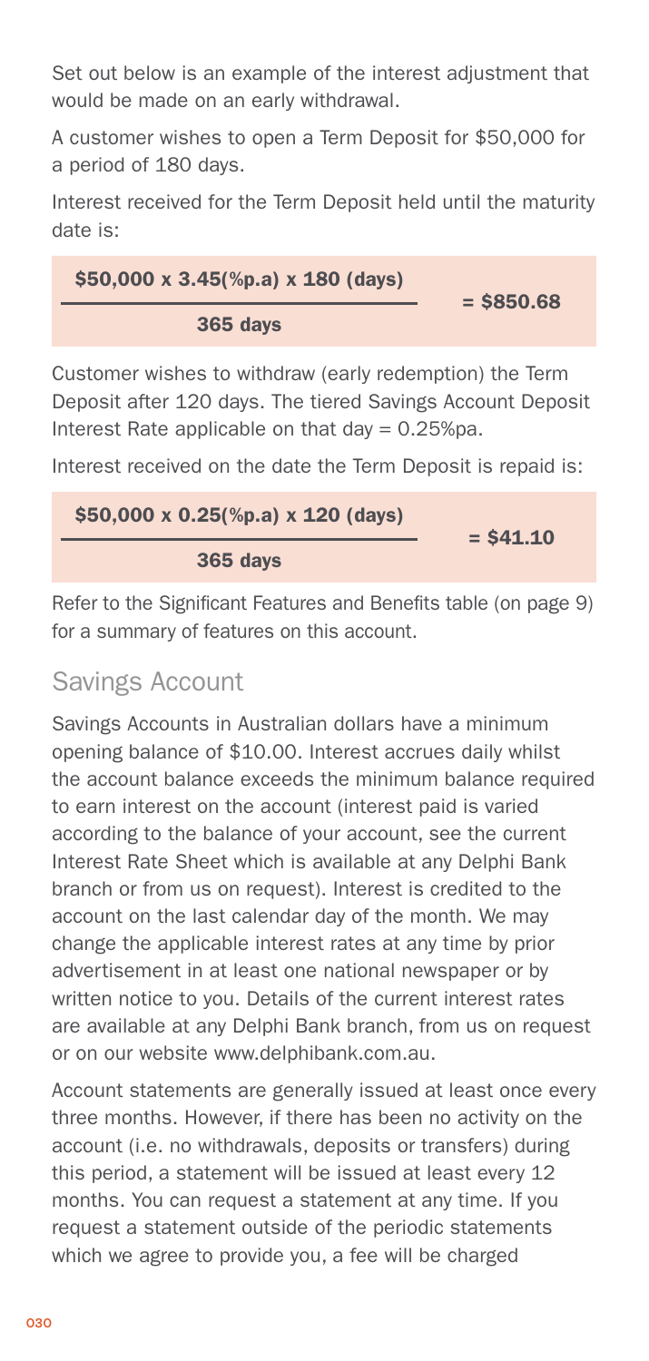Set out below is an example of the interest adjustment that would be made on an early withdrawal.

A customer wishes to open a Term Deposit for $50,000 for a period of 180 days.

Interest received for the Term Deposit held until the maturity date is:

$$\frac{\$50{,}000 \times 3.45(\%\text{p.a}) \times 180\ (\text{days})}{365\ \text{days}} = \$850.68$$

Customer wishes to withdraw (early redemption) the Term Deposit after 120 days. The tiered Savings Account Deposit Interest Rate applicable on that day = 0.25%pa.

Interest received on the date the Term Deposit is repaid is:

$$\frac{\$50{,}000 \times 0.25(\%\text{p.a}) \times 120\ (\text{days})}{365\ \text{days}} = \$41.10$$

Refer to the Significant Features and Benefits table (on page 9) for a summary of features on this account.

## Savings Account

Savings Accounts in Australian dollars have a minimum opening balance of $10.00. Interest accrues daily whilst the account balance exceeds the minimum balance required to earn interest on the account (interest paid is varied according to the balance of your account, see the current Interest Rate Sheet which is available at any Delphi Bank branch or from us on request). Interest is credited to the account on the last calendar day of the month. We may change the applicable interest rates at any time by prior advertisement in at least one national newspaper or by written notice to you. Details of the current interest rates are available at any Delphi Bank branch, from us on request or on our website www.delphibank.com.au.

Account statements are generally issued at least once every three months. However, if there has been no activity on the account (i.e. no withdrawals, deposits or transfers) during this period, a statement will be issued at least every 12 months. You can request a statement at any time. If you request a statement outside of the periodic statements which we agree to provide you, a fee will be charged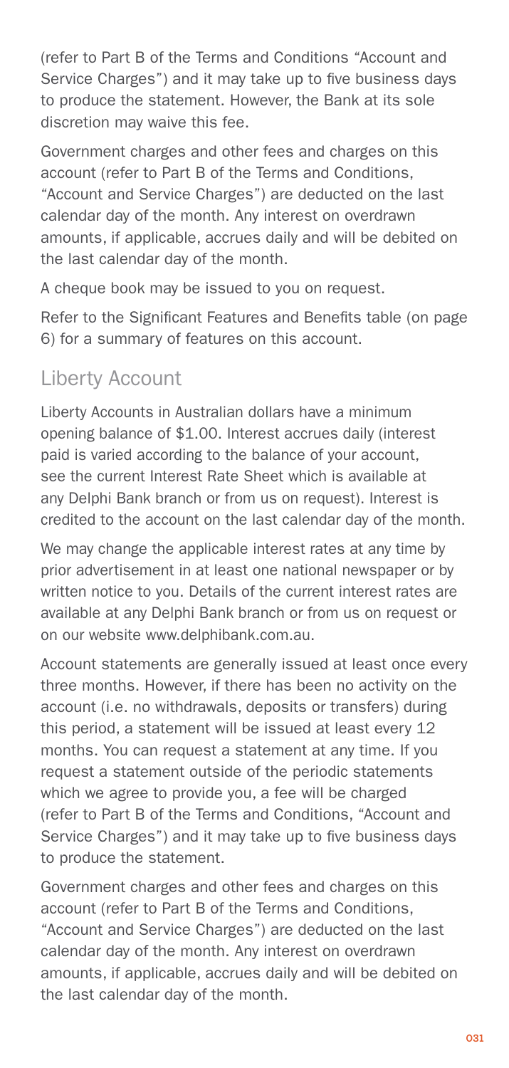(refer to Part B of the Terms and Conditions "Account and Service Charges") and it may take up to five business days to produce the statement. However, the Bank at its sole discretion may waive this fee.

Government charges and other fees and charges on this account (refer to Part B of the Terms and Conditions, "Account and Service Charges") are deducted on the last calendar day of the month. Any interest on overdrawn amounts, if applicable, accrues daily and will be debited on the last calendar day of the month.

A cheque book may be issued to you on request.

Refer to the Significant Features and Benefits table (on page 6) for a summary of features on this account.

## Liberty Account

Liberty Accounts in Australian dollars have a minimum opening balance of $1.00. Interest accrues daily (interest paid is varied according to the balance of your account, see the current Interest Rate Sheet which is available at any Delphi Bank branch or from us on request). Interest is credited to the account on the last calendar day of the month.

We may change the applicable interest rates at any time by prior advertisement in at least one national newspaper or by written notice to you. Details of the current interest rates are available at any Delphi Bank branch or from us on request or on our website www.delphibank.com.au.

Account statements are generally issued at least once every three months. However, if there has been no activity on the account (i.e. no withdrawals, deposits or transfers) during this period, a statement will be issued at least every 12 months. You can request a statement at any time. If you request a statement outside of the periodic statements which we agree to provide you, a fee will be charged (refer to Part B of the Terms and Conditions, "Account and Service Charges") and it may take up to five business days to produce the statement.

Government charges and other fees and charges on this account (refer to Part B of the Terms and Conditions, "Account and Service Charges") are deducted on the last calendar day of the month. Any interest on overdrawn amounts, if applicable, accrues daily and will be debited on the last calendar day of the month.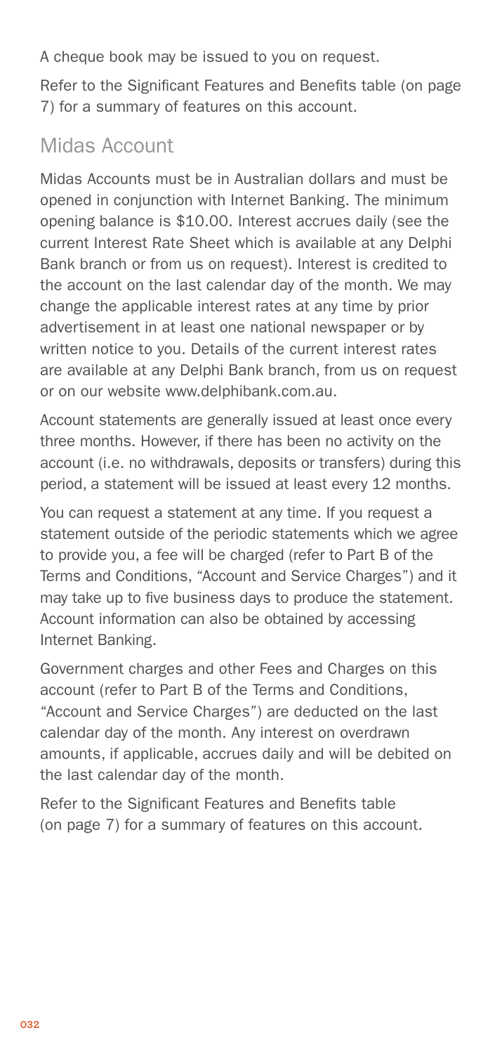A cheque book may be issued to you on request.

Refer to the Significant Features and Benefits table (on page 7) for a summary of features on this account.

## Midas Account

Midas Accounts must be in Australian dollars and must be opened in conjunction with Internet Banking. The minimum opening balance is $10.00. Interest accrues daily (see the current Interest Rate Sheet which is available at any Delphi Bank branch or from us on request). Interest is credited to the account on the last calendar day of the month. We may change the applicable interest rates at any time by prior advertisement in at least one national newspaper or by written notice to you. Details of the current interest rates are available at any Delphi Bank branch, from us on request or on our website www.delphibank.com.au.

Account statements are generally issued at least once every three months. However, if there has been no activity on the account (i.e. no withdrawals, deposits or transfers) during this period, a statement will be issued at least every 12 months.

You can request a statement at any time. If you request a statement outside of the periodic statements which we agree to provide you, a fee will be charged (refer to Part B of the Terms and Conditions, "Account and Service Charges") and it may take up to five business days to produce the statement. Account information can also be obtained by accessing Internet Banking.

Government charges and other Fees and Charges on this account (refer to Part B of the Terms and Conditions, "Account and Service Charges") are deducted on the last calendar day of the month. Any interest on overdrawn amounts, if applicable, accrues daily and will be debited on the last calendar day of the month.

Refer to the Significant Features and Benefits table (on page 7) for a summary of features on this account.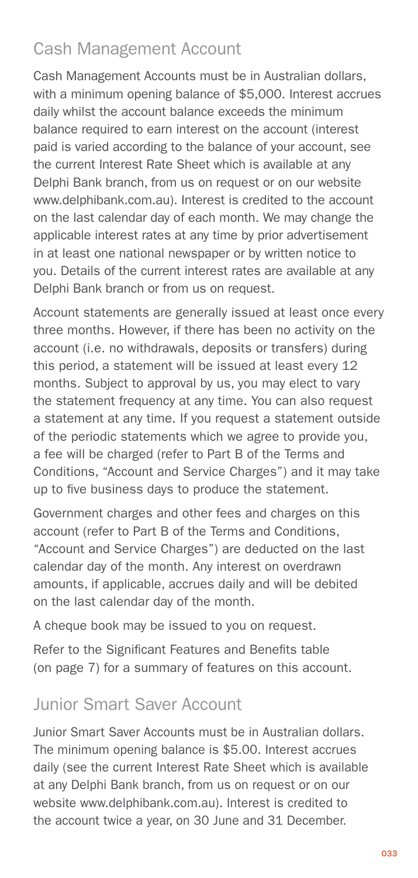## Cash Management Account

Cash Management Accounts must be in Australian dollars, with a minimum opening balance of $5,000. Interest accrues daily whilst the account balance exceeds the minimum balance required to earn interest on the account (interest paid is varied according to the balance of your account, see the current Interest Rate Sheet which is available at any Delphi Bank branch, from us on request or on our website www.delphibank.com.au). Interest is credited to the account on the last calendar day of each month. We may change the applicable interest rates at any time by prior advertisement in at least one national newspaper or by written notice to you. Details of the current interest rates are available at any Delphi Bank branch or from us on request.

Account statements are generally issued at least once every three months. However, if there has been no activity on the account (i.e. no withdrawals, deposits or transfers) during this period, a statement will be issued at least every 12 months. Subject to approval by us, you may elect to vary the statement frequency at any time. You can also request a statement at any time. If you request a statement outside of the periodic statements which we agree to provide you, a fee will be charged (refer to Part B of the Terms and Conditions, "Account and Service Charges") and it may take up to five business days to produce the statement.

Government charges and other fees and charges on this account (refer to Part B of the Terms and Conditions, "Account and Service Charges") are deducted on the last calendar day of the month. Any interest on overdrawn amounts, if applicable, accrues daily and will be debited on the last calendar day of the month.

A cheque book may be issued to you on request.

Refer to the Significant Features and Benefits table (on page 7) for a summary of features on this account.

## Junior Smart Saver Account

Junior Smart Saver Accounts must be in Australian dollars. The minimum opening balance is $5.00. Interest accrues daily (see the current Interest Rate Sheet which is available at any Delphi Bank branch, from us on request or on our website www.delphibank.com.au). Interest is credited to the account twice a year, on 30 June and 31 December.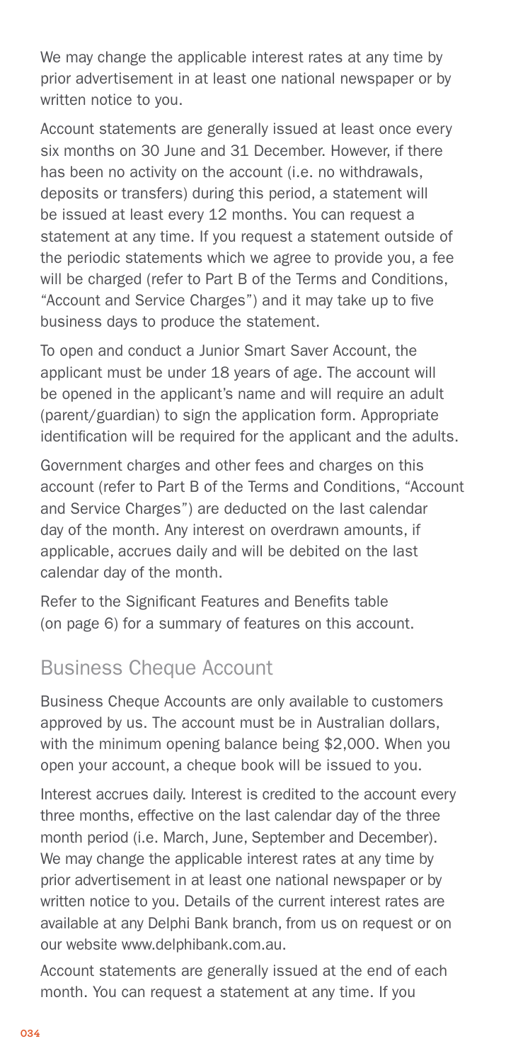We may change the applicable interest rates at any time by prior advertisement in at least one national newspaper or by written notice to you.

Account statements are generally issued at least once every six months on 30 June and 31 December. However, if there has been no activity on the account (i.e. no withdrawals, deposits or transfers) during this period, a statement will be issued at least every 12 months. You can request a statement at any time. If you request a statement outside of the periodic statements which we agree to provide you, a fee will be charged (refer to Part B of the Terms and Conditions, "Account and Service Charges") and it may take up to five business days to produce the statement.

To open and conduct a Junior Smart Saver Account, the applicant must be under 18 years of age. The account will be opened in the applicant's name and will require an adult (parent/guardian) to sign the application form. Appropriate identification will be required for the applicant and the adults.

Government charges and other fees and charges on this account (refer to Part B of the Terms and Conditions, "Account and Service Charges") are deducted on the last calendar day of the month. Any interest on overdrawn amounts, if applicable, accrues daily and will be debited on the last calendar day of the month.

Refer to the Significant Features and Benefits table (on page 6) for a summary of features on this account.

## Business Cheque Account

Business Cheque Accounts are only available to customers approved by us. The account must be in Australian dollars, with the minimum opening balance being $2,000. When you open your account, a cheque book will be issued to you.

Interest accrues daily. Interest is credited to the account every three months, effective on the last calendar day of the three month period (i.e. March, June, September and December). We may change the applicable interest rates at any time by prior advertisement in at least one national newspaper or by written notice to you. Details of the current interest rates are available at any Delphi Bank branch, from us on request or on our website www.delphibank.com.au.

Account statements are generally issued at the end of each month. You can request a statement at any time. If you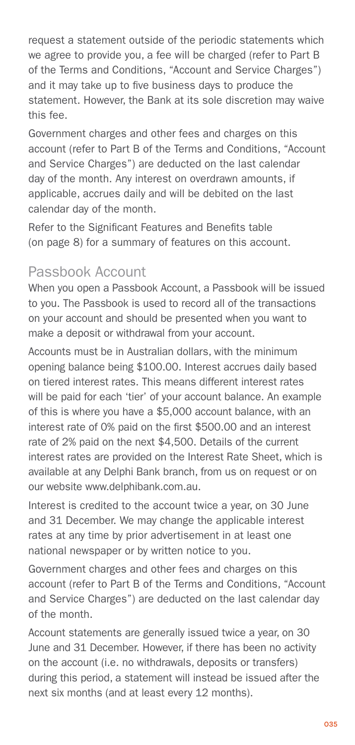request a statement outside of the periodic statements which we agree to provide you, a fee will be charged (refer to Part B of the Terms and Conditions, "Account and Service Charges") and it may take up to five business days to produce the statement. However, the Bank at its sole discretion may waive this fee.

Government charges and other fees and charges on this account (refer to Part B of the Terms and Conditions, "Account and Service Charges") are deducted on the last calendar day of the month. Any interest on overdrawn amounts, if applicable, accrues daily and will be debited on the last calendar day of the month.

Refer to the Significant Features and Benefits table (on page 8) for a summary of features on this account.

## Passbook Account

When you open a Passbook Account, a Passbook will be issued to you. The Passbook is used to record all of the transactions on your account and should be presented when you want to make a deposit or withdrawal from your account.

Accounts must be in Australian dollars, with the minimum opening balance being $100.00. Interest accrues daily based on tiered interest rates. This means different interest rates will be paid for each 'tier' of your account balance. An example of this is where you have a $5,000 account balance, with an interest rate of 0% paid on the first $500.00 and an interest rate of 2% paid on the next $4,500. Details of the current interest rates are provided on the Interest Rate Sheet, which is available at any Delphi Bank branch, from us on request or on our website www.delphibank.com.au.

Interest is credited to the account twice a year, on 30 June and 31 December. We may change the applicable interest rates at any time by prior advertisement in at least one national newspaper or by written notice to you.

Government charges and other fees and charges on this account (refer to Part B of the Terms and Conditions, "Account and Service Charges") are deducted on the last calendar day of the month.

Account statements are generally issued twice a year, on 30 June and 31 December. However, if there has been no activity on the account (i.e. no withdrawals, deposits or transfers) during this period, a statement will instead be issued after the next six months (and at least every 12 months).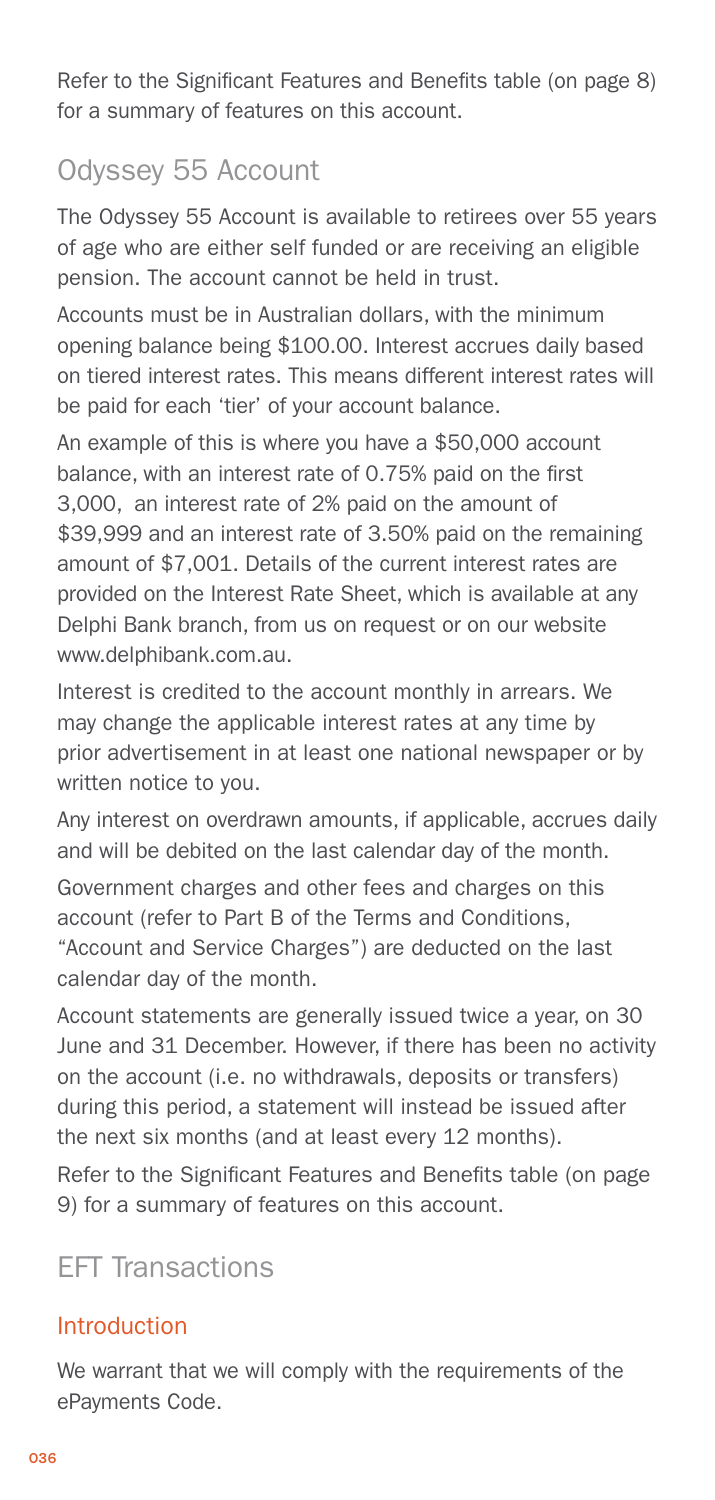Refer to the Significant Features and Benefits table (on page 8) for a summary of features on this account.

## Odyssey 55 Account

The Odyssey 55 Account is available to retirees over 55 years of age who are either self funded or are receiving an eligible pension. The account cannot be held in trust.

Accounts must be in Australian dollars, with the minimum opening balance being $100.00. Interest accrues daily based on tiered interest rates. This means different interest rates will be paid for each 'tier' of your account balance.

An example of this is where you have a $50,000 account balance, with an interest rate of 0.75% paid on the first 3,000, an interest rate of 2% paid on the amount of $39,999 and an interest rate of 3.50% paid on the remaining amount of $7,001. Details of the current interest rates are provided on the Interest Rate Sheet, which is available at any Delphi Bank branch, from us on request or on our website www.delphibank.com.au.

Interest is credited to the account monthly in arrears. We may change the applicable interest rates at any time by prior advertisement in at least one national newspaper or by written notice to you.

Any interest on overdrawn amounts, if applicable, accrues daily and will be debited on the last calendar day of the month.

Government charges and other fees and charges on this account (refer to Part B of the Terms and Conditions, "Account and Service Charges") are deducted on the last calendar day of the month.

Account statements are generally issued twice a year, on 30 June and 31 December. However, if there has been no activity on the account (i.e. no withdrawals, deposits or transfers) during this period, a statement will instead be issued after the next six months (and at least every 12 months).

Refer to the Significant Features and Benefits table (on page 9) for a summary of features on this account.

## EFT Transactions

### Introduction

We warrant that we will comply with the requirements of the ePayments Code.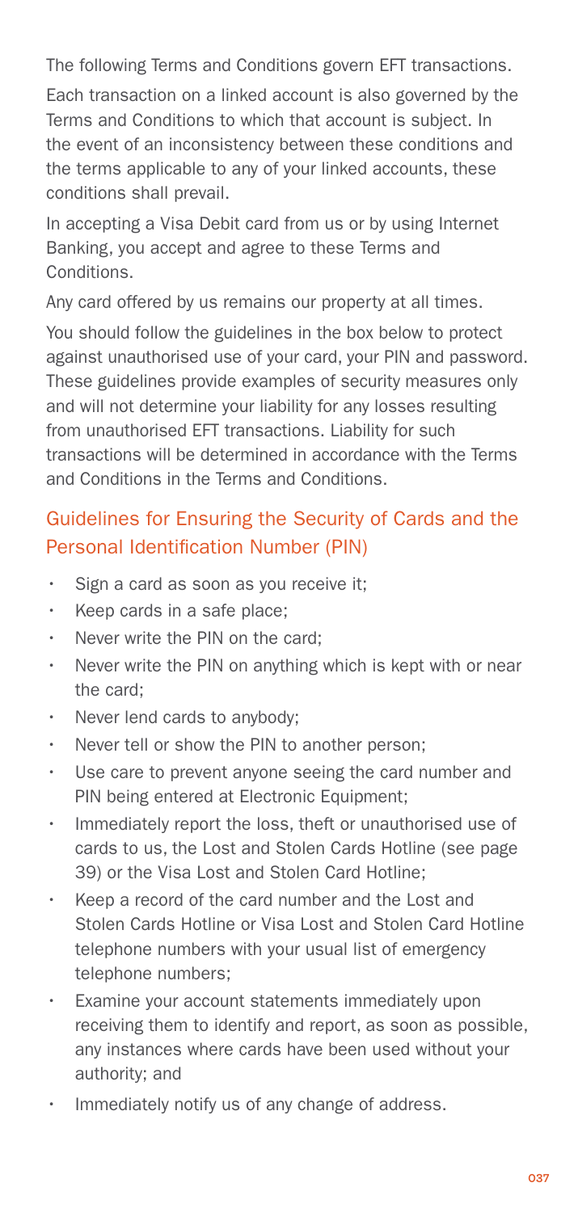The following Terms and Conditions govern EFT transactions.

Each transaction on a linked account is also governed by the Terms and Conditions to which that account is subject. In the event of an inconsistency between these conditions and the terms applicable to any of your linked accounts, these conditions shall prevail.

In accepting a Visa Debit card from us or by using Internet Banking, you accept and agree to these Terms and Conditions.

Any card offered by us remains our property at all times.

You should follow the guidelines in the box below to protect against unauthorised use of your card, your PIN and password. These guidelines provide examples of security measures only and will not determine your liability for any losses resulting from unauthorised EFT transactions. Liability for such transactions will be determined in accordance with the Terms and Conditions in the Terms and Conditions.

## Guidelines for Ensuring the Security of Cards and the Personal Identification Number (PIN)

- Sign a card as soon as you receive it;
- Keep cards in a safe place;
- Never write the PIN on the card;
- Never write the PIN on anything which is kept with or near the card;
- Never lend cards to anybody;
- Never tell or show the PIN to another person;
- Use care to prevent anyone seeing the card number and PIN being entered at Electronic Equipment;
- Immediately report the loss, theft or unauthorised use of cards to us, the Lost and Stolen Cards Hotline (see page 39) or the Visa Lost and Stolen Card Hotline;
- Keep a record of the card number and the Lost and Stolen Cards Hotline or Visa Lost and Stolen Card Hotline telephone numbers with your usual list of emergency telephone numbers;
- Examine your account statements immediately upon receiving them to identify and report, as soon as possible, any instances where cards have been used without your authority; and
- Immediately notify us of any change of address.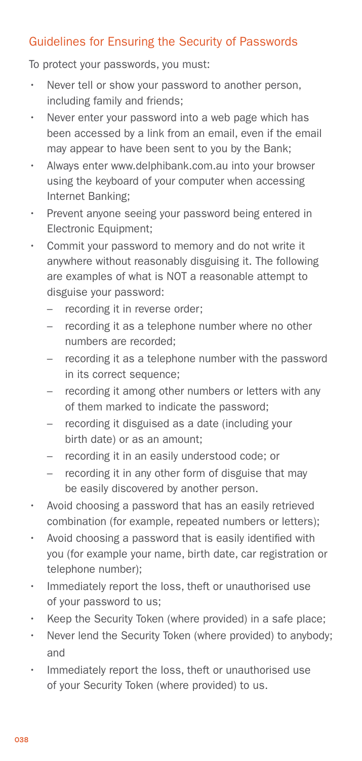## Guidelines for Ensuring the Security of Passwords

To protect your passwords, you must:

- Never tell or show your password to another person, including family and friends;
- Never enter your password into a web page which has been accessed by a link from an email, even if the email may appear to have been sent to you by the Bank;
- Always enter www.delphibank.com.au into your browser using the keyboard of your computer when accessing Internet Banking;
- Prevent anyone seeing your password being entered in Electronic Equipment;
- Commit your password to memory and do not write it anywhere without reasonably disguising it. The following are examples of what is NOT a reasonable attempt to disguise your password:
  - recording it in reverse order;
  - recording it as a telephone number where no other numbers are recorded;
  - recording it as a telephone number with the password in its correct sequence;
  - recording it among other numbers or letters with any of them marked to indicate the password;
  - recording it disguised as a date (including your birth date) or as an amount;
  - recording it in an easily understood code; or
  - recording it in any other form of disguise that may be easily discovered by another person.
- Avoid choosing a password that has an easily retrieved combination (for example, repeated numbers or letters);
- Avoid choosing a password that is easily identified with you (for example your name, birth date, car registration or telephone number);
- Immediately report the loss, theft or unauthorised use of your password to us;
- Keep the Security Token (where provided) in a safe place;
- Never lend the Security Token (where provided) to anybody; and
- Immediately report the loss, theft or unauthorised use of your Security Token (where provided) to us.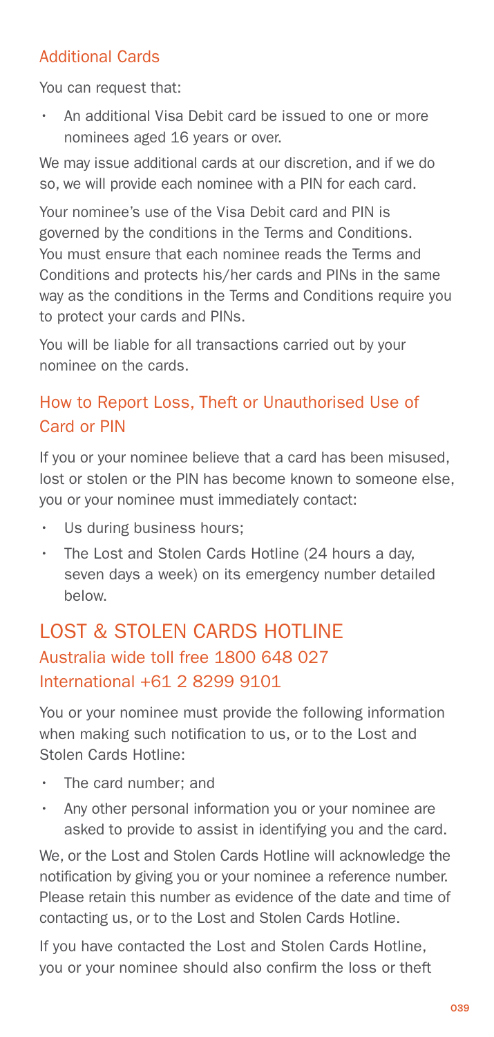### Additional Cards

You can request that:

- An additional Visa Debit card be issued to one or more nominees aged 16 years or over.

We may issue additional cards at our discretion, and if we do so, we will provide each nominee with a PIN for each card.

Your nominee's use of the Visa Debit card and PIN is governed by the conditions in the Terms and Conditions. You must ensure that each nominee reads the Terms and Conditions and protects his/her cards and PINs in the same way as the conditions in the Terms and Conditions require you to protect your cards and PINs.

You will be liable for all transactions carried out by your nominee on the cards.

### How to Report Loss, Theft or Unauthorised Use of Card or PIN

If you or your nominee believe that a card has been misused, lost or stolen or the PIN has become known to someone else, you or your nominee must immediately contact:

- Us during business hours;
- The Lost and Stolen Cards Hotline (24 hours a day, seven days a week) on its emergency number detailed below.

## LOST & STOLEN CARDS HOTLINE

### Australia wide toll free 1800 648 027
### International +61 2 8299 9101

You or your nominee must provide the following information when making such notification to us, or to the Lost and Stolen Cards Hotline:

- The card number; and
- Any other personal information you or your nominee are asked to provide to assist in identifying you and the card.

We, or the Lost and Stolen Cards Hotline will acknowledge the notification by giving you or your nominee a reference number. Please retain this number as evidence of the date and time of contacting us, or to the Lost and Stolen Cards Hotline.

If you have contacted the Lost and Stolen Cards Hotline, you or your nominee should also confirm the loss or theft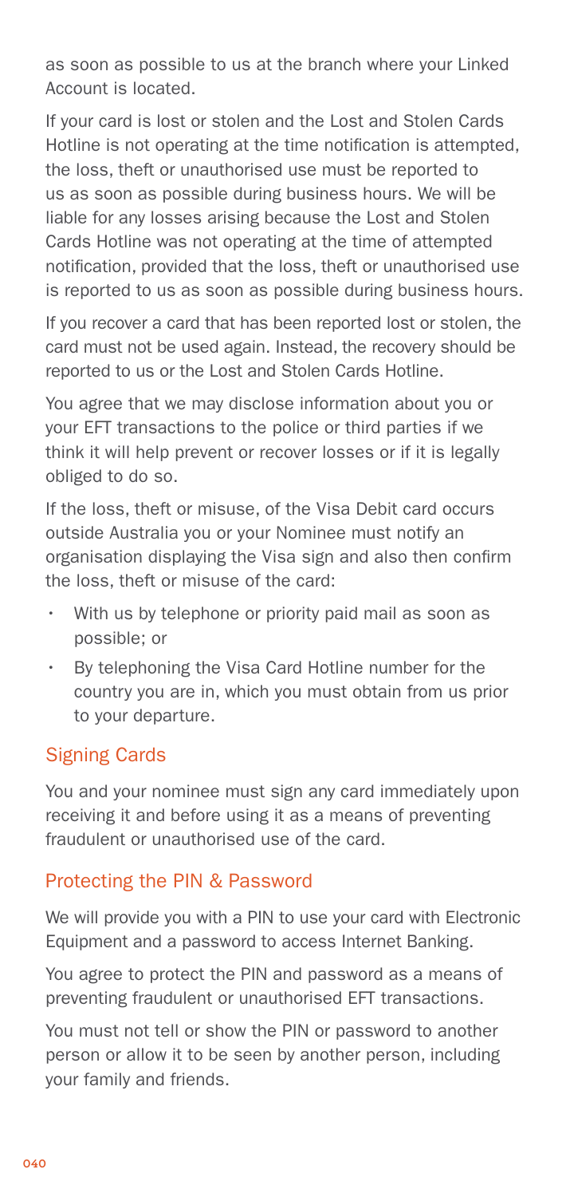as soon as possible to us at the branch where your Linked Account is located.

If your card is lost or stolen and the Lost and Stolen Cards Hotline is not operating at the time notification is attempted, the loss, theft or unauthorised use must be reported to us as soon as possible during business hours. We will be liable for any losses arising because the Lost and Stolen Cards Hotline was not operating at the time of attempted notification, provided that the loss, theft or unauthorised use is reported to us as soon as possible during business hours.

If you recover a card that has been reported lost or stolen, the card must not be used again. Instead, the recovery should be reported to us or the Lost and Stolen Cards Hotline.

You agree that we may disclose information about you or your EFT transactions to the police or third parties if we think it will help prevent or recover losses or if it is legally obliged to do so.

If the loss, theft or misuse, of the Visa Debit card occurs outside Australia you or your Nominee must notify an organisation displaying the Visa sign and also then confirm the loss, theft or misuse of the card:

- With us by telephone or priority paid mail as soon as possible; or
- By telephoning the Visa Card Hotline number for the country you are in, which you must obtain from us prior to your departure.

## Signing Cards

You and your nominee must sign any card immediately upon receiving it and before using it as a means of preventing fraudulent or unauthorised use of the card.

## Protecting the PIN & Password

We will provide you with a PIN to use your card with Electronic Equipment and a password to access Internet Banking.

You agree to protect the PIN and password as a means of preventing fraudulent or unauthorised EFT transactions.

You must not tell or show the PIN or password to another person or allow it to be seen by another person, including your family and friends.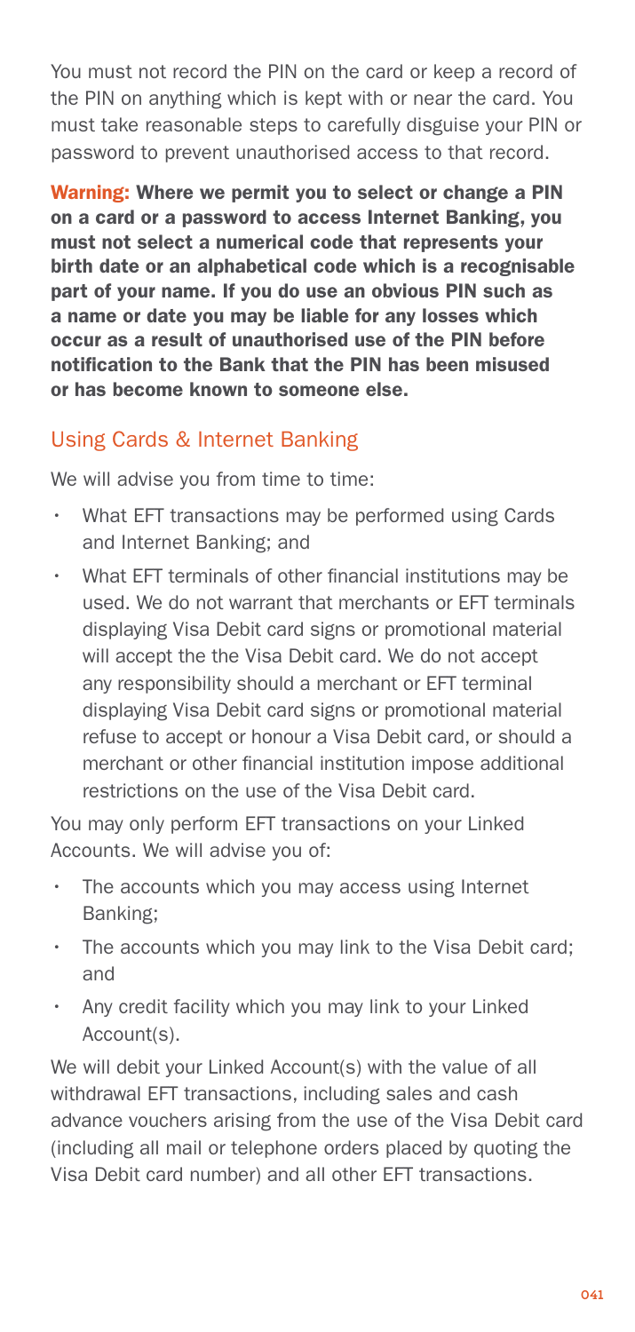You must not record the PIN on the card or keep a record of the PIN on anything which is kept with or near the card. You must take reasonable steps to carefully disguise your PIN or password to prevent unauthorised access to that record.

**Warning: Where we permit you to select or change a PIN on a card or a password to access Internet Banking, you must not select a numerical code that represents your birth date or an alphabetical code which is a recognisable part of your name. If you do use an obvious PIN such as a name or date you may be liable for any losses which occur as a result of unauthorised use of the PIN before notification to the Bank that the PIN has been misused or has become known to someone else.**

## Using Cards & Internet Banking

We will advise you from time to time:

- What EFT transactions may be performed using Cards and Internet Banking; and
- What EFT terminals of other financial institutions may be used. We do not warrant that merchants or EFT terminals displaying Visa Debit card signs or promotional material will accept the the Visa Debit card. We do not accept any responsibility should a merchant or EFT terminal displaying Visa Debit card signs or promotional material refuse to accept or honour a Visa Debit card, or should a merchant or other financial institution impose additional restrictions on the use of the Visa Debit card.

You may only perform EFT transactions on your Linked Accounts. We will advise you of:

- The accounts which you may access using Internet Banking;
- The accounts which you may link to the Visa Debit card; and
- Any credit facility which you may link to your Linked Account(s).

We will debit your Linked Account(s) with the value of all withdrawal EFT transactions, including sales and cash advance vouchers arising from the use of the Visa Debit card (including all mail or telephone orders placed by quoting the Visa Debit card number) and all other EFT transactions.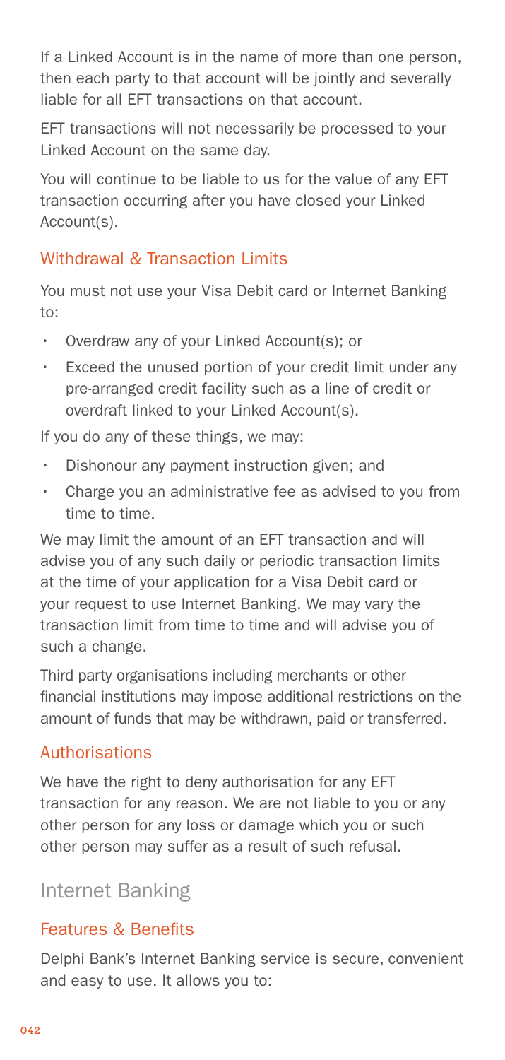If a Linked Account is in the name of more than one person, then each party to that account will be jointly and severally liable for all EFT transactions on that account.

EFT transactions will not necessarily be processed to your Linked Account on the same day.

You will continue to be liable to us for the value of any EFT transaction occurring after you have closed your Linked Account(s).

### Withdrawal & Transaction Limits

You must not use your Visa Debit card or Internet Banking to:

- Overdraw any of your Linked Account(s); or
- Exceed the unused portion of your credit limit under any pre-arranged credit facility such as a line of credit or overdraft linked to your Linked Account(s).

If you do any of these things, we may:

- Dishonour any payment instruction given; and
- Charge you an administrative fee as advised to you from time to time.

We may limit the amount of an EFT transaction and will advise you of any such daily or periodic transaction limits at the time of your application for a Visa Debit card or your request to use Internet Banking. We may vary the transaction limit from time to time and will advise you of such a change.

Third party organisations including merchants or other financial institutions may impose additional restrictions on the amount of funds that may be withdrawn, paid or transferred.

### Authorisations

We have the right to deny authorisation for any EFT transaction for any reason. We are not liable to you or any other person for any loss or damage which you or such other person may suffer as a result of such refusal.

## Internet Banking

### Features & Benefits

Delphi Bank's Internet Banking service is secure, convenient and easy to use. It allows you to: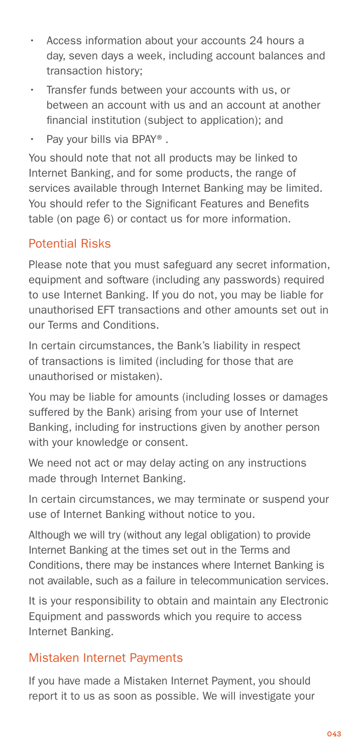- Access information about your accounts 24 hours a day, seven days a week, including account balances and transaction history;
- Transfer funds between your accounts with us, or between an account with us and an account at another financial institution (subject to application); and
- Pay your bills via BPAY® .

You should note that not all products may be linked to Internet Banking, and for some products, the range of services available through Internet Banking may be limited. You should refer to the Significant Features and Benefits table (on page 6) or contact us for more information.

## Potential Risks

Please note that you must safeguard any secret information, equipment and software (including any passwords) required to use Internet Banking. If you do not, you may be liable for unauthorised EFT transactions and other amounts set out in our Terms and Conditions.

In certain circumstances, the Bank's liability in respect of transactions is limited (including for those that are unauthorised or mistaken).

You may be liable for amounts (including losses or damages suffered by the Bank) arising from your use of Internet Banking, including for instructions given by another person with your knowledge or consent.

We need not act or may delay acting on any instructions made through Internet Banking.

In certain circumstances, we may terminate or suspend your use of Internet Banking without notice to you.

Although we will try (without any legal obligation) to provide Internet Banking at the times set out in the Terms and Conditions, there may be instances where Internet Banking is not available, such as a failure in telecommunication services.

It is your responsibility to obtain and maintain any Electronic Equipment and passwords which you require to access Internet Banking.

## Mistaken Internet Payments

If you have made a Mistaken Internet Payment, you should report it to us as soon as possible. We will investigate your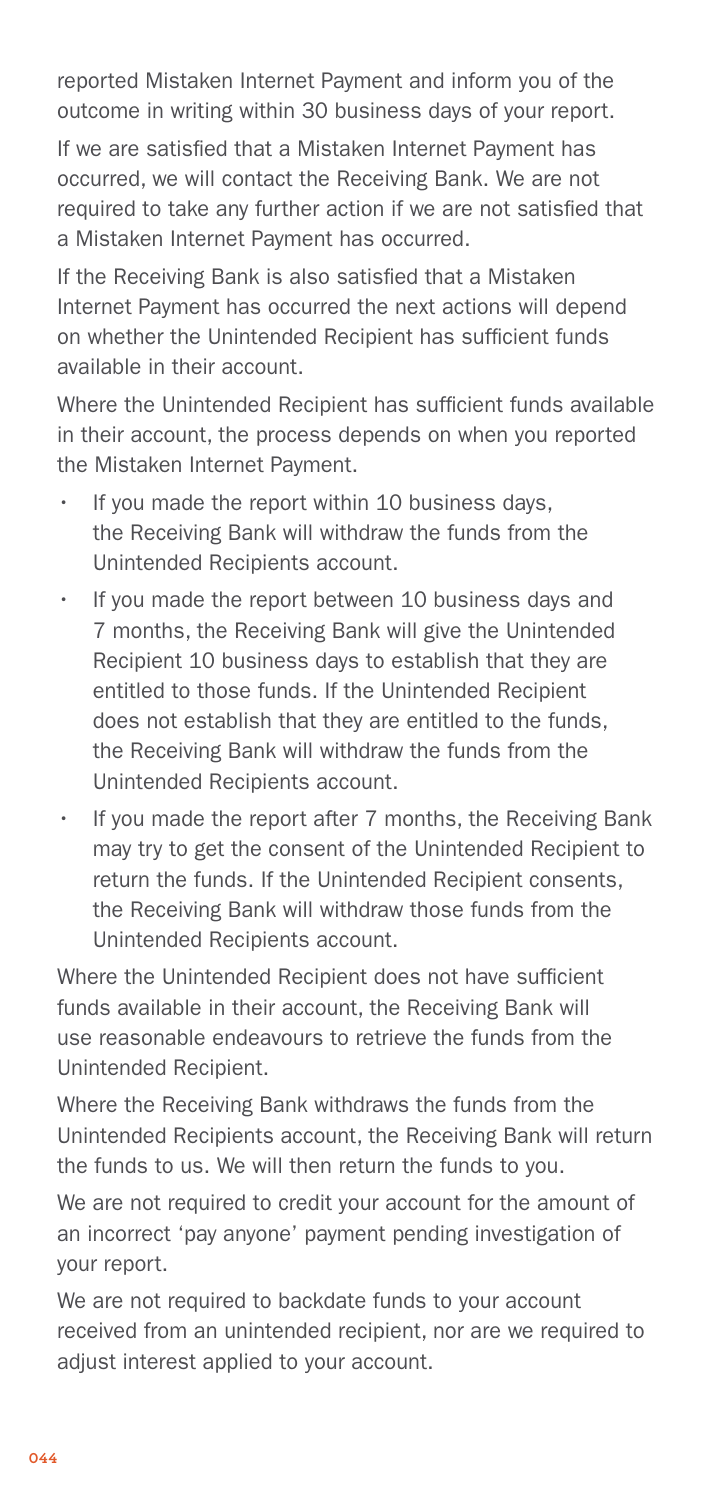reported Mistaken Internet Payment and inform you of the outcome in writing within 30 business days of your report.

If we are satisfied that a Mistaken Internet Payment has occurred, we will contact the Receiving Bank. We are not required to take any further action if we are not satisfied that a Mistaken Internet Payment has occurred.

If the Receiving Bank is also satisfied that a Mistaken Internet Payment has occurred the next actions will depend on whether the Unintended Recipient has sufficient funds available in their account.

Where the Unintended Recipient has sufficient funds available in their account, the process depends on when you reported the Mistaken Internet Payment.

- If you made the report within 10 business days, the Receiving Bank will withdraw the funds from the Unintended Recipients account.
- If you made the report between 10 business days and 7 months, the Receiving Bank will give the Unintended Recipient 10 business days to establish that they are entitled to those funds. If the Unintended Recipient does not establish that they are entitled to the funds, the Receiving Bank will withdraw the funds from the Unintended Recipients account.
- If you made the report after 7 months, the Receiving Bank may try to get the consent of the Unintended Recipient to return the funds. If the Unintended Recipient consents, the Receiving Bank will withdraw those funds from the Unintended Recipients account.

Where the Unintended Recipient does not have sufficient funds available in their account, the Receiving Bank will use reasonable endeavours to retrieve the funds from the Unintended Recipient.

Where the Receiving Bank withdraws the funds from the Unintended Recipients account, the Receiving Bank will return the funds to us. We will then return the funds to you.

We are not required to credit your account for the amount of an incorrect 'pay anyone' payment pending investigation of your report.

We are not required to backdate funds to your account received from an unintended recipient, nor are we required to adjust interest applied to your account.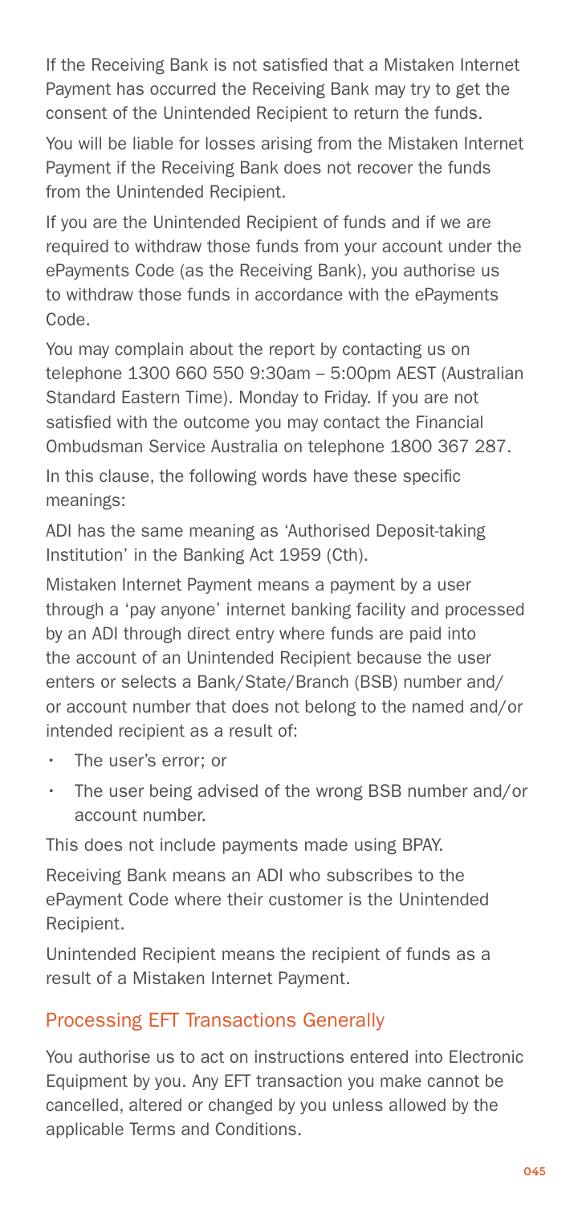If the Receiving Bank is not satisfied that a Mistaken Internet Payment has occurred the Receiving Bank may try to get the consent of the Unintended Recipient to return the funds.

You will be liable for losses arising from the Mistaken Internet Payment if the Receiving Bank does not recover the funds from the Unintended Recipient.

If you are the Unintended Recipient of funds and if we are required to withdraw those funds from your account under the ePayments Code (as the Receiving Bank), you authorise us to withdraw those funds in accordance with the ePayments Code.

You may complain about the report by contacting us on telephone 1300 660 550 9:30am – 5:00pm AEST (Australian Standard Eastern Time). Monday to Friday. If you are not satisfied with the outcome you may contact the Financial Ombudsman Service Australia on telephone 1800 367 287.

In this clause, the following words have these specific meanings:

ADI has the same meaning as 'Authorised Deposit-taking Institution' in the Banking Act 1959 (Cth).

Mistaken Internet Payment means a payment by a user through a 'pay anyone' internet banking facility and processed by an ADI through direct entry where funds are paid into the account of an Unintended Recipient because the user enters or selects a Bank/State/Branch (BSB) number and/or account number that does not belong to the named and/or intended recipient as a result of:

- The user's error; or
- The user being advised of the wrong BSB number and/or account number.

This does not include payments made using BPAY.

Receiving Bank means an ADI who subscribes to the ePayment Code where their customer is the Unintended Recipient.

Unintended Recipient means the recipient of funds as a result of a Mistaken Internet Payment.

## Processing EFT Transactions Generally

You authorise us to act on instructions entered into Electronic Equipment by you. Any EFT transaction you make cannot be cancelled, altered or changed by you unless allowed by the applicable Terms and Conditions.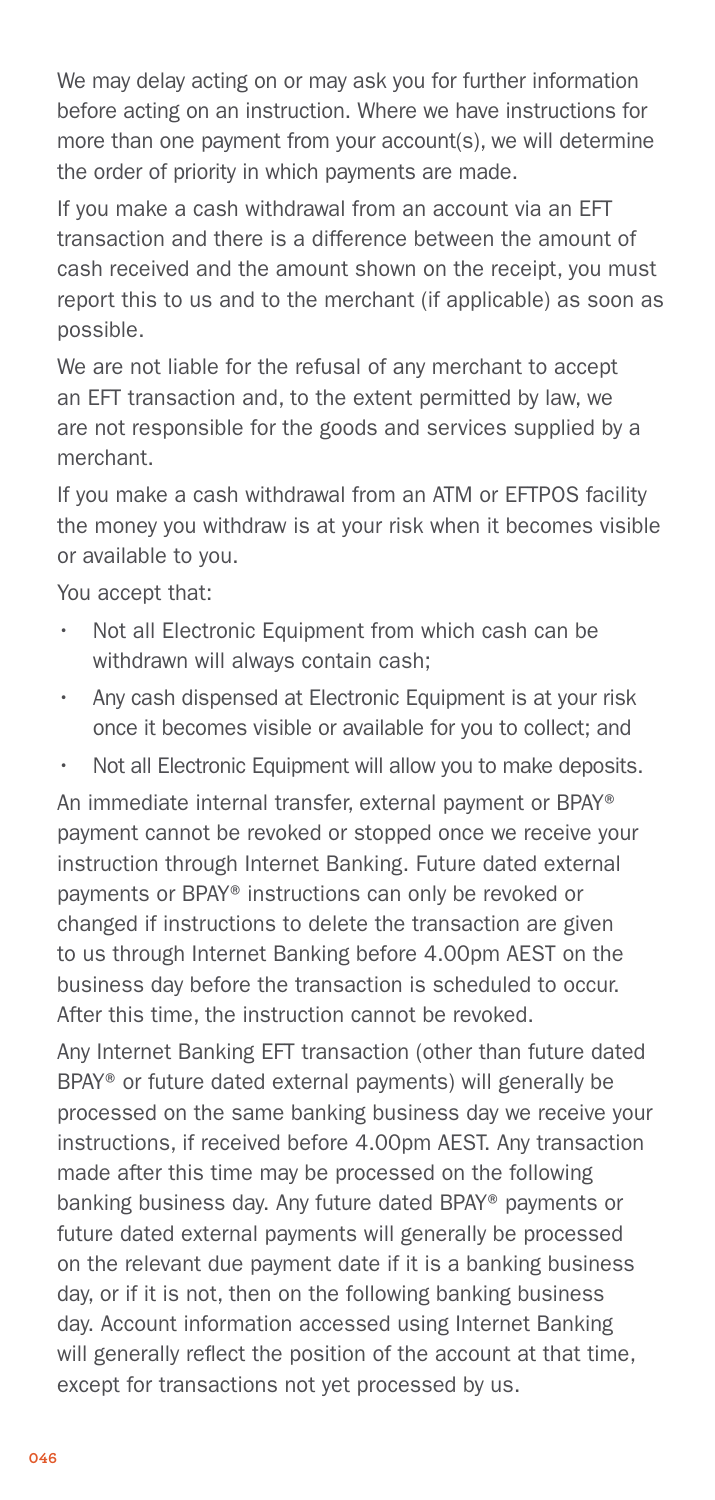We may delay acting on or may ask you for further information before acting on an instruction. Where we have instructions for more than one payment from your account(s), we will determine the order of priority in which payments are made.

If you make a cash withdrawal from an account via an EFT transaction and there is a difference between the amount of cash received and the amount shown on the receipt, you must report this to us and to the merchant (if applicable) as soon as possible.

We are not liable for the refusal of any merchant to accept an EFT transaction and, to the extent permitted by law, we are not responsible for the goods and services supplied by a merchant.

If you make a cash withdrawal from an ATM or EFTPOS facility the money you withdraw is at your risk when it becomes visible or available to you.

You accept that:

- Not all Electronic Equipment from which cash can be withdrawn will always contain cash;
- Any cash dispensed at Electronic Equipment is at your risk once it becomes visible or available for you to collect; and
- Not all Electronic Equipment will allow you to make deposits.

An immediate internal transfer, external payment or BPAY® payment cannot be revoked or stopped once we receive your instruction through Internet Banking. Future dated external payments or BPAY® instructions can only be revoked or changed if instructions to delete the transaction are given to us through Internet Banking before 4.00pm AEST on the business day before the transaction is scheduled to occur. After this time, the instruction cannot be revoked.

Any Internet Banking EFT transaction (other than future dated BPAY® or future dated external payments) will generally be processed on the same banking business day we receive your instructions, if received before 4.00pm AEST. Any transaction made after this time may be processed on the following banking business day. Any future dated BPAY® payments or future dated external payments will generally be processed on the relevant due payment date if it is a banking business day, or if it is not, then on the following banking business day. Account information accessed using Internet Banking will generally reflect the position of the account at that time, except for transactions not yet processed by us.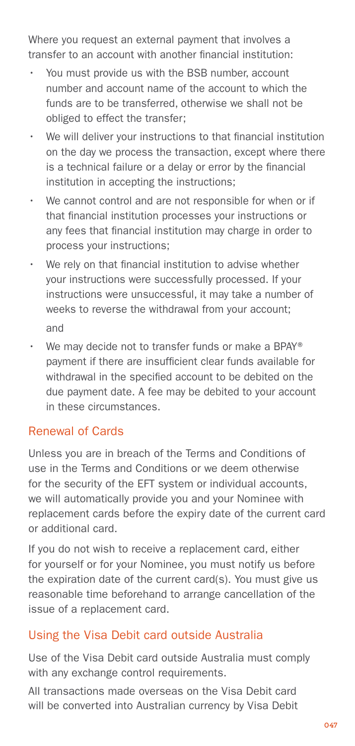Where you request an external payment that involves a transfer to an account with another financial institution:

- You must provide us with the BSB number, account number and account name of the account to which the funds are to be transferred, otherwise we shall not be obliged to effect the transfer;
- We will deliver your instructions to that financial institution on the day we process the transaction, except where there is a technical failure or a delay or error by the financial institution in accepting the instructions;
- We cannot control and are not responsible for when or if that financial institution processes your instructions or any fees that financial institution may charge in order to process your instructions;
- We rely on that financial institution to advise whether your instructions were successfully processed. If your instructions were unsuccessful, it may take a number of weeks to reverse the withdrawal from your account; and
- We may decide not to transfer funds or make a BPAY® payment if there are insufficient clear funds available for withdrawal in the specified account to be debited on the due payment date. A fee may be debited to your account in these circumstances.

## Renewal of Cards

Unless you are in breach of the Terms and Conditions of use in the Terms and Conditions or we deem otherwise for the security of the EFT system or individual accounts, we will automatically provide you and your Nominee with replacement cards before the expiry date of the current card or additional card.

If you do not wish to receive a replacement card, either for yourself or for your Nominee, you must notify us before the expiration date of the current card(s). You must give us reasonable time beforehand to arrange cancellation of the issue of a replacement card.

## Using the Visa Debit card outside Australia

Use of the Visa Debit card outside Australia must comply with any exchange control requirements.

All transactions made overseas on the Visa Debit card will be converted into Australian currency by Visa Debit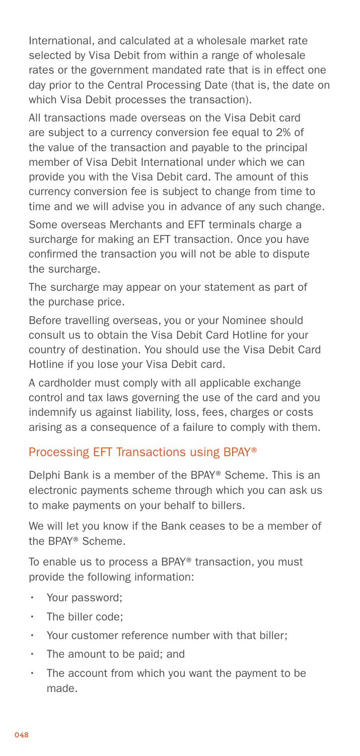International, and calculated at a wholesale market rate selected by Visa Debit from within a range of wholesale rates or the government mandated rate that is in effect one day prior to the Central Processing Date (that is, the date on which Visa Debit processes the transaction).

All transactions made overseas on the Visa Debit card are subject to a currency conversion fee equal to 2% of the value of the transaction and payable to the principal member of Visa Debit International under which we can provide you with the Visa Debit card. The amount of this currency conversion fee is subject to change from time to time and we will advise you in advance of any such change.

Some overseas Merchants and EFT terminals charge a surcharge for making an EFT transaction. Once you have confirmed the transaction you will not be able to dispute the surcharge.

The surcharge may appear on your statement as part of the purchase price.

Before travelling overseas, you or your Nominee should consult us to obtain the Visa Debit Card Hotline for your country of destination. You should use the Visa Debit Card Hotline if you lose your Visa Debit card.

A cardholder must comply with all applicable exchange control and tax laws governing the use of the card and you indemnify us against liability, loss, fees, charges or costs arising as a consequence of a failure to comply with them.

## Processing EFT Transactions using BPAY®

Delphi Bank is a member of the BPAY® Scheme. This is an electronic payments scheme through which you can ask us to make payments on your behalf to billers.

We will let you know if the Bank ceases to be a member of the BPAY® Scheme.

To enable us to process a BPAY® transaction, you must provide the following information:

- Your password;
- The biller code;
- Your customer reference number with that biller;
- The amount to be paid; and
- The account from which you want the payment to be made.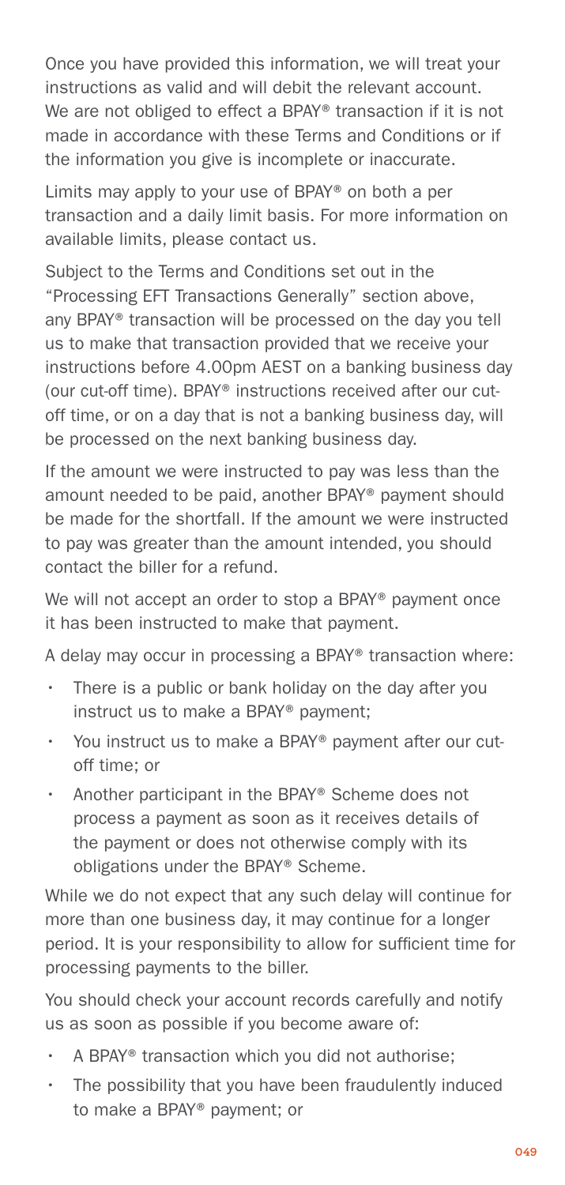Once you have provided this information, we will treat your instructions as valid and will debit the relevant account. We are not obliged to effect a BPAY® transaction if it is not made in accordance with these Terms and Conditions or if the information you give is incomplete or inaccurate.

Limits may apply to your use of BPAY® on both a per transaction and a daily limit basis. For more information on available limits, please contact us.

Subject to the Terms and Conditions set out in the "Processing EFT Transactions Generally" section above, any BPAY® transaction will be processed on the day you tell us to make that transaction provided that we receive your instructions before 4.00pm AEST on a banking business day (our cut-off time). BPAY® instructions received after our cut-off time, or on a day that is not a banking business day, will be processed on the next banking business day.

If the amount we were instructed to pay was less than the amount needed to be paid, another BPAY® payment should be made for the shortfall. If the amount we were instructed to pay was greater than the amount intended, you should contact the biller for a refund.

We will not accept an order to stop a BPAY® payment once it has been instructed to make that payment.

A delay may occur in processing a BPAY® transaction where:

- There is a public or bank holiday on the day after you instruct us to make a BPAY® payment;
- You instruct us to make a BPAY® payment after our cut-off time; or
- Another participant in the BPAY® Scheme does not process a payment as soon as it receives details of the payment or does not otherwise comply with its obligations under the BPAY® Scheme.

While we do not expect that any such delay will continue for more than one business day, it may continue for a longer period. It is your responsibility to allow for sufficient time for processing payments to the biller.

You should check your account records carefully and notify us as soon as possible if you become aware of:

- A BPAY® transaction which you did not authorise;
- The possibility that you have been fraudulently induced to make a BPAY® payment; or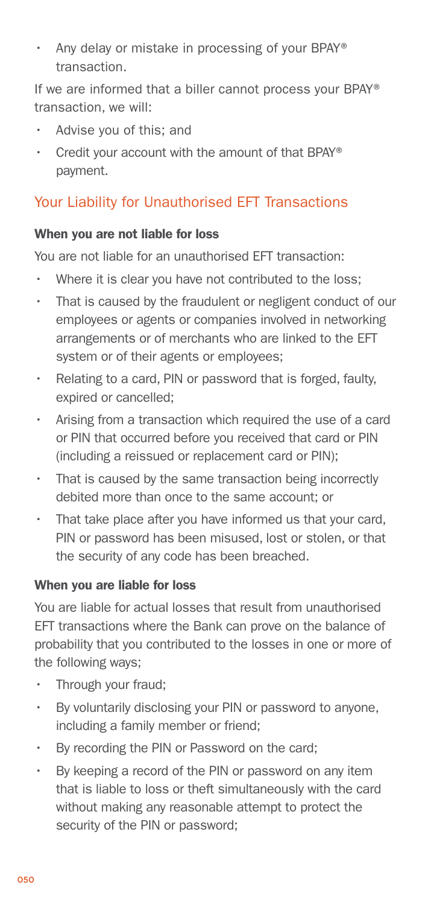- Any delay or mistake in processing of your BPAY® transaction.

If we are informed that a biller cannot process your BPAY® transaction, we will:

- Advise you of this; and
- Credit your account with the amount of that BPAY® payment.

## Your Liability for Unauthorised EFT Transactions

### When you are not liable for loss

You are not liable for an unauthorised EFT transaction:

- Where it is clear you have not contributed to the loss;
- That is caused by the fraudulent or negligent conduct of our employees or agents or companies involved in networking arrangements or of merchants who are linked to the EFT system or of their agents or employees;
- Relating to a card, PIN or password that is forged, faulty, expired or cancelled;
- Arising from a transaction which required the use of a card or PIN that occurred before you received that card or PIN (including a reissued or replacement card or PIN);
- That is caused by the same transaction being incorrectly debited more than once to the same account; or
- That take place after you have informed us that your card, PIN or password has been misused, lost or stolen, or that the security of any code has been breached.

### When you are liable for loss

You are liable for actual losses that result from unauthorised EFT transactions where the Bank can prove on the balance of probability that you contributed to the losses in one or more of the following ways;

- Through your fraud;
- By voluntarily disclosing your PIN or password to anyone, including a family member or friend;
- By recording the PIN or Password on the card;
- By keeping a record of the PIN or password on any item that is liable to loss or theft simultaneously with the card without making any reasonable attempt to protect the security of the PIN or password;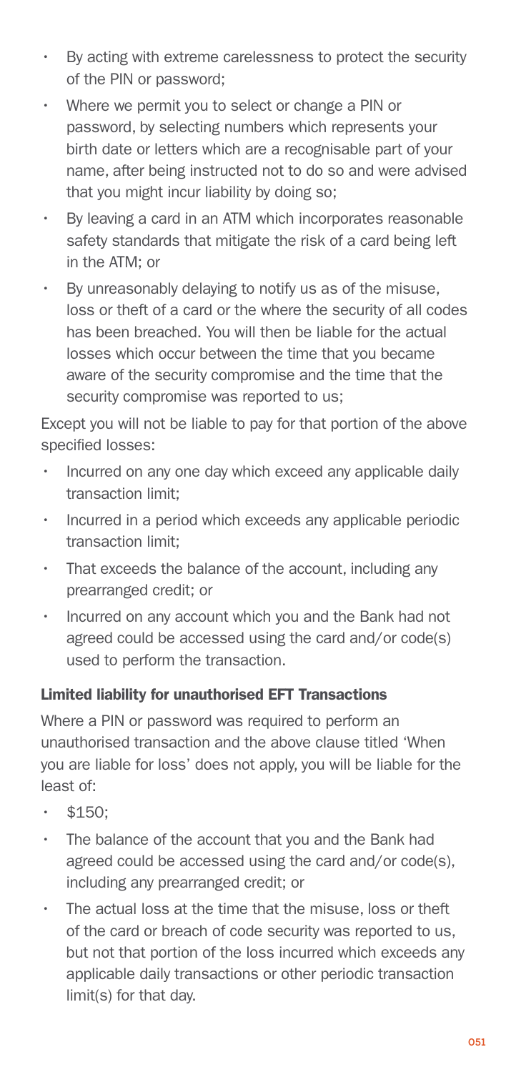- By acting with extreme carelessness to protect the security of the PIN or password;
- Where we permit you to select or change a PIN or password, by selecting numbers which represents your birth date or letters which are a recognisable part of your name, after being instructed not to do so and were advised that you might incur liability by doing so;
- By leaving a card in an ATM which incorporates reasonable safety standards that mitigate the risk of a card being left in the ATM; or
- By unreasonably delaying to notify us as of the misuse, loss or theft of a card or the where the security of all codes has been breached. You will then be liable for the actual losses which occur between the time that you became aware of the security compromise and the time that the security compromise was reported to us;

Except you will not be liable to pay for that portion of the above specified losses:

- Incurred on any one day which exceed any applicable daily transaction limit;
- Incurred in a period which exceeds any applicable periodic transaction limit;
- That exceeds the balance of the account, including any prearranged credit; or
- Incurred on any account which you and the Bank had not agreed could be accessed using the card and/or code(s) used to perform the transaction.

### Limited liability for unauthorised EFT Transactions

Where a PIN or password was required to perform an unauthorised transaction and the above clause titled 'When you are liable for loss' does not apply, you will be liable for the least of:

- $150;
- The balance of the account that you and the Bank had agreed could be accessed using the card and/or code(s), including any prearranged credit; or
- The actual loss at the time that the misuse, loss or theft of the card or breach of code security was reported to us, but not that portion of the loss incurred which exceeds any applicable daily transactions or other periodic transaction limit(s) for that day.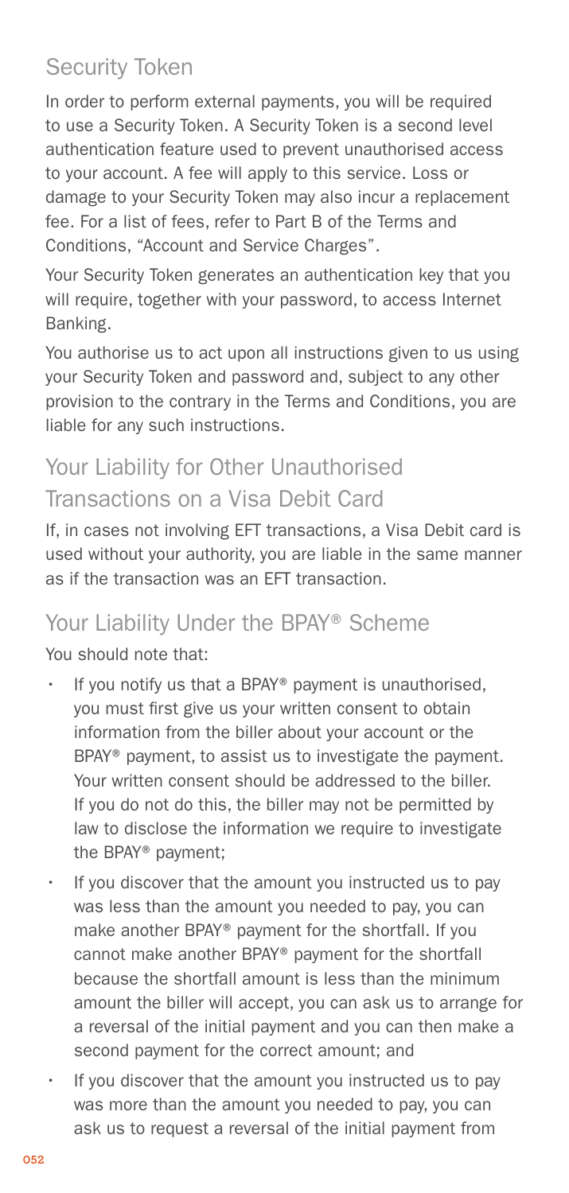## Security Token

In order to perform external payments, you will be required to use a Security Token. A Security Token is a second level authentication feature used to prevent unauthorised access to your account. A fee will apply to this service. Loss or damage to your Security Token may also incur a replacement fee. For a list of fees, refer to Part B of the Terms and Conditions, "Account and Service Charges".

Your Security Token generates an authentication key that you will require, together with your password, to access Internet Banking.

You authorise us to act upon all instructions given to us using your Security Token and password and, subject to any other provision to the contrary in the Terms and Conditions, you are liable for any such instructions.

## Your Liability for Other Unauthorised Transactions on a Visa Debit Card

If, in cases not involving EFT transactions, a Visa Debit card is used without your authority, you are liable in the same manner as if the transaction was an EFT transaction.

## Your Liability Under the BPAY® Scheme

You should note that:

- If you notify us that a BPAY® payment is unauthorised, you must first give us your written consent to obtain information from the biller about your account or the BPAY® payment, to assist us to investigate the payment. Your written consent should be addressed to the biller. If you do not do this, the biller may not be permitted by law to disclose the information we require to investigate the BPAY® payment;
- If you discover that the amount you instructed us to pay was less than the amount you needed to pay, you can make another BPAY® payment for the shortfall. If you cannot make another BPAY® payment for the shortfall because the shortfall amount is less than the minimum amount the biller will accept, you can ask us to arrange for a reversal of the initial payment and you can then make a second payment for the correct amount; and
- If you discover that the amount you instructed us to pay was more than the amount you needed to pay, you can ask us to request a reversal of the initial payment from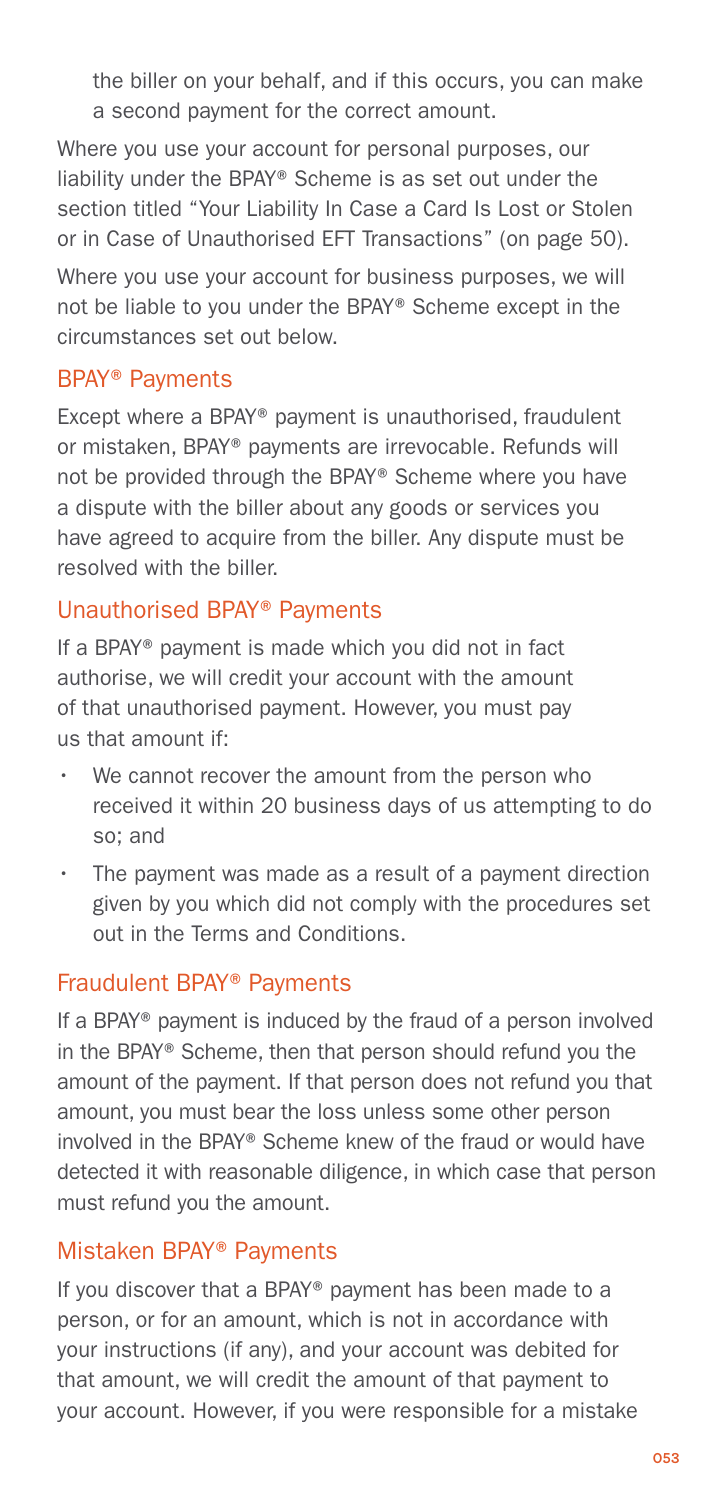the biller on your behalf, and if this occurs, you can make a second payment for the correct amount.

Where you use your account for personal purposes, our liability under the BPAY® Scheme is as set out under the section titled "Your Liability In Case a Card Is Lost or Stolen or in Case of Unauthorised EFT Transactions" (on page 50).

Where you use your account for business purposes, we will not be liable to you under the BPAY® Scheme except in the circumstances set out below.

## BPAY® Payments

Except where a BPAY® payment is unauthorised, fraudulent or mistaken, BPAY® payments are irrevocable. Refunds will not be provided through the BPAY® Scheme where you have a dispute with the biller about any goods or services you have agreed to acquire from the biller. Any dispute must be resolved with the biller.

## Unauthorised BPAY® Payments

If a BPAY® payment is made which you did not in fact authorise, we will credit your account with the amount of that unauthorised payment. However, you must pay us that amount if:

- We cannot recover the amount from the person who received it within 20 business days of us attempting to do so; and
- The payment was made as a result of a payment direction given by you which did not comply with the procedures set out in the Terms and Conditions.

## Fraudulent BPAY® Payments

If a BPAY® payment is induced by the fraud of a person involved in the BPAY® Scheme, then that person should refund you the amount of the payment. If that person does not refund you that amount, you must bear the loss unless some other person involved in the BPAY® Scheme knew of the fraud or would have detected it with reasonable diligence, in which case that person must refund you the amount.

## Mistaken BPAY® Payments

If you discover that a BPAY® payment has been made to a person, or for an amount, which is not in accordance with your instructions (if any), and your account was debited for that amount, we will credit the amount of that payment to your account. However, if you were responsible for a mistake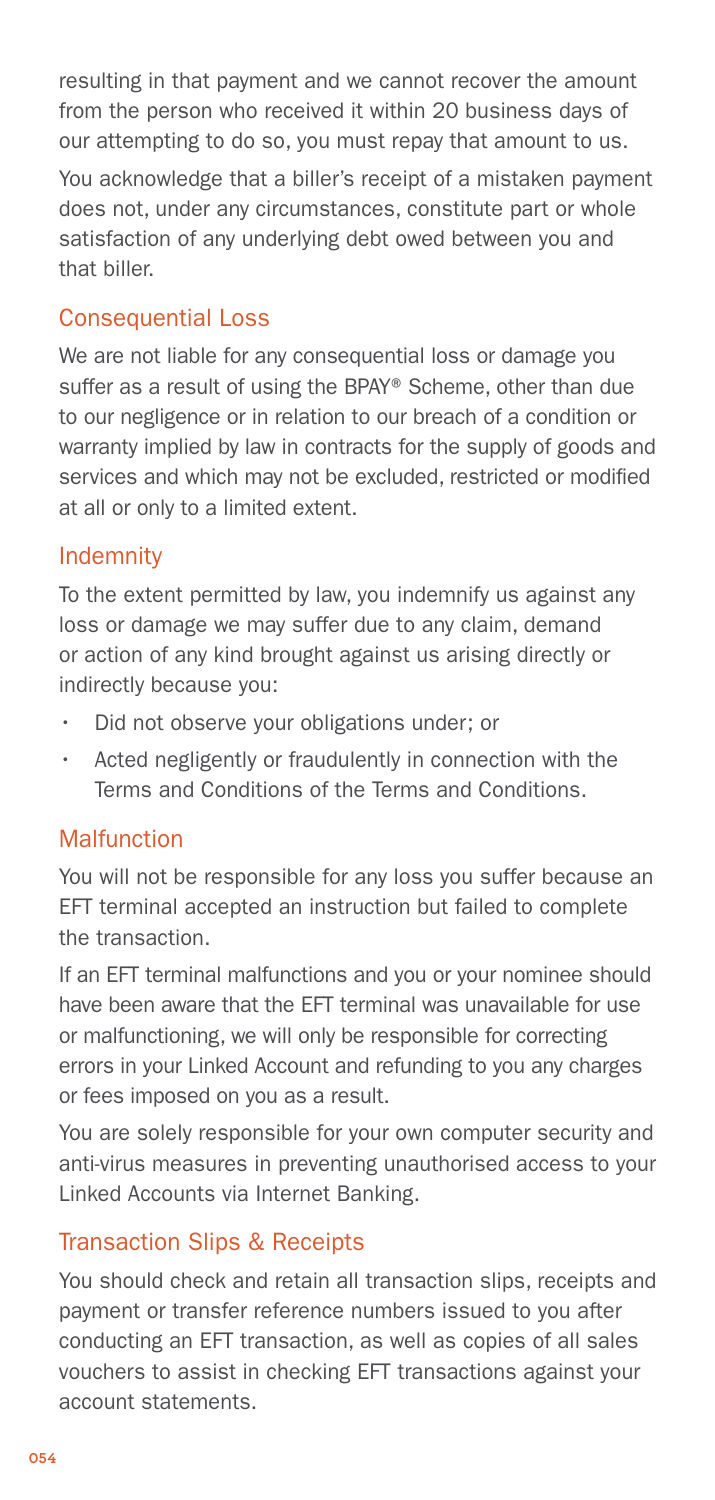resulting in that payment and we cannot recover the amount from the person who received it within 20 business days of our attempting to do so, you must repay that amount to us.

You acknowledge that a biller's receipt of a mistaken payment does not, under any circumstances, constitute part or whole satisfaction of any underlying debt owed between you and that biller.

## Consequential Loss

We are not liable for any consequential loss or damage you suffer as a result of using the BPAY® Scheme, other than due to our negligence or in relation to our breach of a condition or warranty implied by law in contracts for the supply of goods and services and which may not be excluded, restricted or modified at all or only to a limited extent.

## Indemnity

To the extent permitted by law, you indemnify us against any loss or damage we may suffer due to any claim, demand or action of any kind brought against us arising directly or indirectly because you:

- Did not observe your obligations under; or
- Acted negligently or fraudulently in connection with the Terms and Conditions of the Terms and Conditions.

## Malfunction

You will not be responsible for any loss you suffer because an EFT terminal accepted an instruction but failed to complete the transaction.

If an EFT terminal malfunctions and you or your nominee should have been aware that the EFT terminal was unavailable for use or malfunctioning, we will only be responsible for correcting errors in your Linked Account and refunding to you any charges or fees imposed on you as a result.

You are solely responsible for your own computer security and anti-virus measures in preventing unauthorised access to your Linked Accounts via Internet Banking.

## Transaction Slips & Receipts

You should check and retain all transaction slips, receipts and payment or transfer reference numbers issued to you after conducting an EFT transaction, as well as copies of all sales vouchers to assist in checking EFT transactions against your account statements.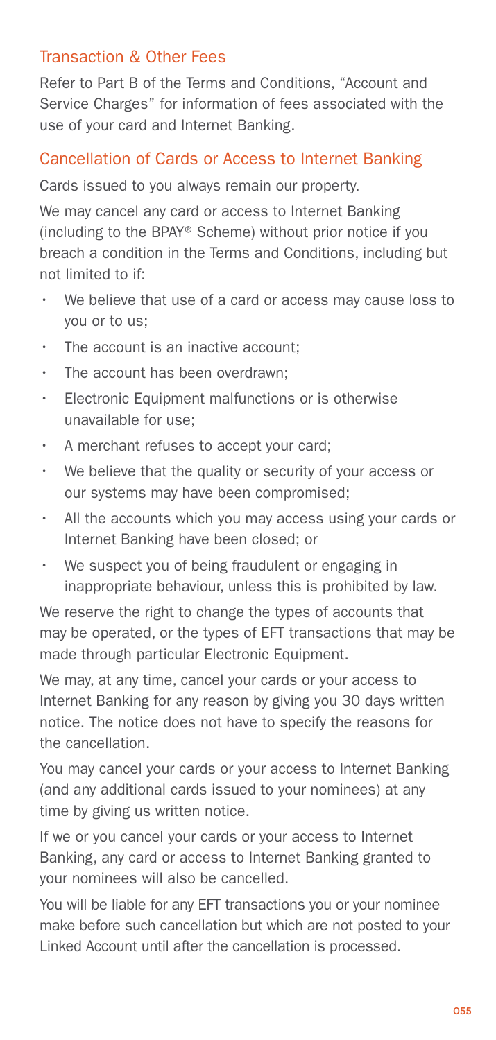## Transaction & Other Fees

Refer to Part B of the Terms and Conditions, "Account and Service Charges" for information of fees associated with the use of your card and Internet Banking.

## Cancellation of Cards or Access to Internet Banking

Cards issued to you always remain our property.

We may cancel any card or access to Internet Banking (including to the BPAY® Scheme) without prior notice if you breach a condition in the Terms and Conditions, including but not limited to if:

- We believe that use of a card or access may cause loss to you or to us;
- The account is an inactive account;
- The account has been overdrawn;
- Electronic Equipment malfunctions or is otherwise unavailable for use;
- A merchant refuses to accept your card;
- We believe that the quality or security of your access or our systems may have been compromised;
- All the accounts which you may access using your cards or Internet Banking have been closed; or
- We suspect you of being fraudulent or engaging in inappropriate behaviour, unless this is prohibited by law.

We reserve the right to change the types of accounts that may be operated, or the types of EFT transactions that may be made through particular Electronic Equipment.

We may, at any time, cancel your cards or your access to Internet Banking for any reason by giving you 30 days written notice. The notice does not have to specify the reasons for the cancellation.

You may cancel your cards or your access to Internet Banking (and any additional cards issued to your nominees) at any time by giving us written notice.

If we or you cancel your cards or your access to Internet Banking, any card or access to Internet Banking granted to your nominees will also be cancelled.

You will be liable for any EFT transactions you or your nominee make before such cancellation but which are not posted to your Linked Account until after the cancellation is processed.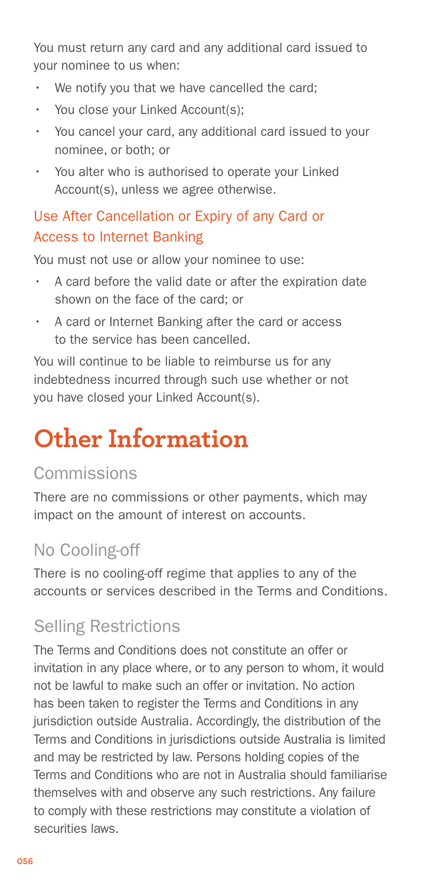You must return any card and any additional card issued to your nominee to us when:

- We notify you that we have cancelled the card;
- You close your Linked Account(s);
- You cancel your card, any additional card issued to your nominee, or both; or
- You alter who is authorised to operate your Linked Account(s), unless we agree otherwise.

### Use After Cancellation or Expiry of any Card or Access to Internet Banking

You must not use or allow your nominee to use:

- A card before the valid date or after the expiration date shown on the face of the card; or
- A card or Internet Banking after the card or access to the service has been cancelled.

You will continue to be liable to reimburse us for any indebtedness incurred through such use whether or not you have closed your Linked Account(s).

# Other Information

## Commissions

There are no commissions or other payments, which may impact on the amount of interest on accounts.

## No Cooling-off

There is no cooling-off regime that applies to any of the accounts or services described in the Terms and Conditions.

## Selling Restrictions

The Terms and Conditions does not constitute an offer or invitation in any place where, or to any person to whom, it would not be lawful to make such an offer or invitation. No action has been taken to register the Terms and Conditions in any jurisdiction outside Australia. Accordingly, the distribution of the Terms and Conditions in jurisdictions outside Australia is limited and may be restricted by law. Persons holding copies of the Terms and Conditions who are not in Australia should familiarise themselves with and observe any such restrictions. Any failure to comply with these restrictions may constitute a violation of securities laws.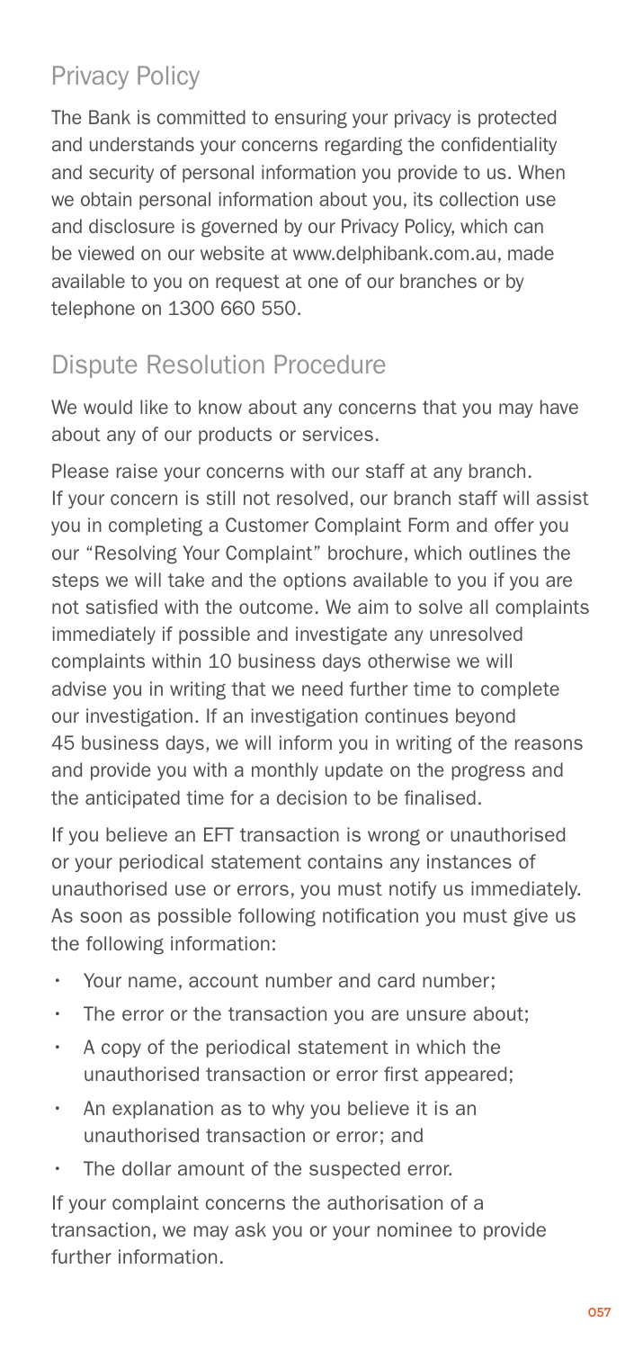## Privacy Policy

The Bank is committed to ensuring your privacy is protected and understands your concerns regarding the confidentiality and security of personal information you provide to us. When we obtain personal information about you, its collection use and disclosure is governed by our Privacy Policy, which can be viewed on our website at www.delphibank.com.au, made available to you on request at one of our branches or by telephone on 1300 660 550.

## Dispute Resolution Procedure

We would like to know about any concerns that you may have about any of our products or services.

Please raise your concerns with our staff at any branch. If your concern is still not resolved, our branch staff will assist you in completing a Customer Complaint Form and offer you our "Resolving Your Complaint" brochure, which outlines the steps we will take and the options available to you if you are not satisfied with the outcome. We aim to solve all complaints immediately if possible and investigate any unresolved complaints within 10 business days otherwise we will advise you in writing that we need further time to complete our investigation. If an investigation continues beyond 45 business days, we will inform you in writing of the reasons and provide you with a monthly update on the progress and the anticipated time for a decision to be finalised.

If you believe an EFT transaction is wrong or unauthorised or your periodical statement contains any instances of unauthorised use or errors, you must notify us immediately. As soon as possible following notification you must give us the following information:

- Your name, account number and card number;
- The error or the transaction you are unsure about;
- A copy of the periodical statement in which the unauthorised transaction or error first appeared;
- An explanation as to why you believe it is an unauthorised transaction or error; and
- The dollar amount of the suspected error.

If your complaint concerns the authorisation of a transaction, we may ask you or your nominee to provide further information.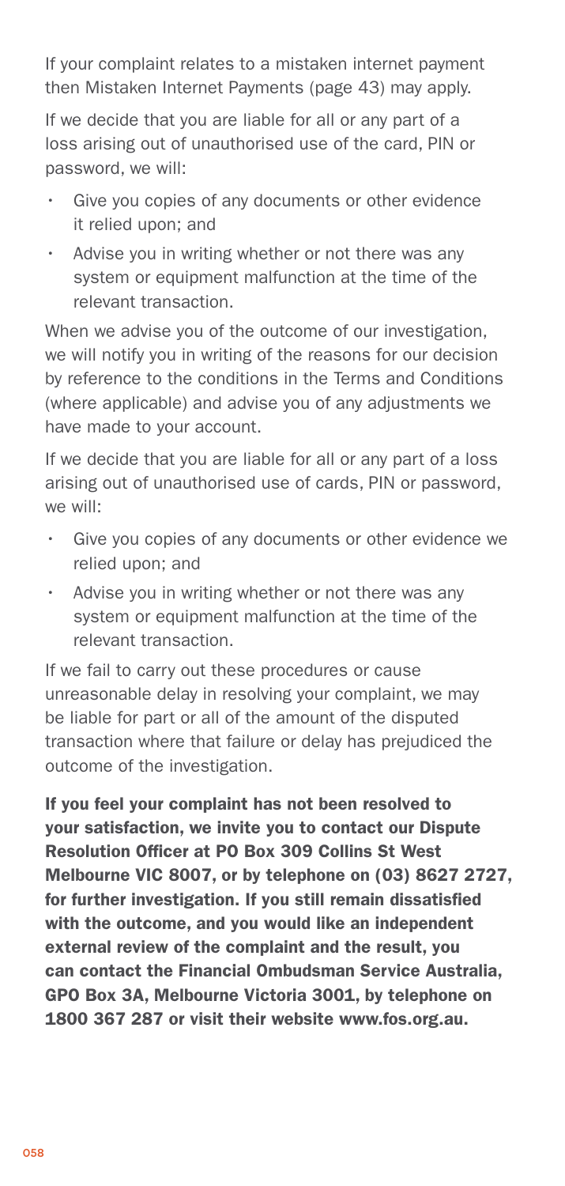If your complaint relates to a mistaken internet payment then Mistaken Internet Payments (page 43) may apply.

If we decide that you are liable for all or any part of a loss arising out of unauthorised use of the card, PIN or password, we will:

- Give you copies of any documents or other evidence it relied upon; and
- Advise you in writing whether or not there was any system or equipment malfunction at the time of the relevant transaction.

When we advise you of the outcome of our investigation, we will notify you in writing of the reasons for our decision by reference to the conditions in the Terms and Conditions (where applicable) and advise you of any adjustments we have made to your account.

If we decide that you are liable for all or any part of a loss arising out of unauthorised use of cards, PIN or password, we will:

- Give you copies of any documents or other evidence we relied upon; and
- Advise you in writing whether or not there was any system or equipment malfunction at the time of the relevant transaction.

If we fail to carry out these procedures or cause unreasonable delay in resolving your complaint, we may be liable for part or all of the amount of the disputed transaction where that failure or delay has prejudiced the outcome of the investigation.

**If you feel your complaint has not been resolved to your satisfaction, we invite you to contact our Dispute Resolution Officer at PO Box 309 Collins St West Melbourne VIC 8007, or by telephone on (03) 8627 2727, for further investigation. If you still remain dissatisfied with the outcome, and you would like an independent external review of the complaint and the result, you can contact the Financial Ombudsman Service Australia, GPO Box 3A, Melbourne Victoria 3001, by telephone on 1800 367 287 or visit their website www.fos.org.au.**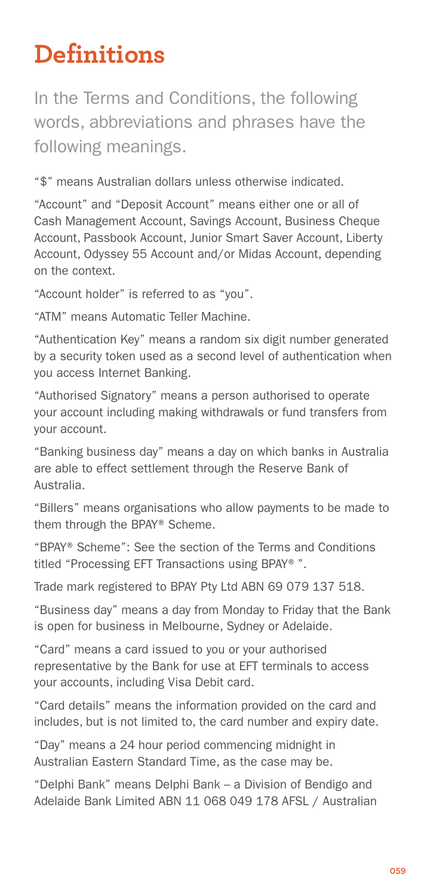# Definitions

In the Terms and Conditions, the following words, abbreviations and phrases have the following meanings.

"$" means Australian dollars unless otherwise indicated.

"Account" and "Deposit Account" means either one or all of Cash Management Account, Savings Account, Business Cheque Account, Passbook Account, Junior Smart Saver Account, Liberty Account, Odyssey 55 Account and/or Midas Account, depending on the context.

"Account holder" is referred to as "you".

"ATM" means Automatic Teller Machine.

"Authentication Key" means a random six digit number generated by a security token used as a second level of authentication when you access Internet Banking.

"Authorised Signatory" means a person authorised to operate your account including making withdrawals or fund transfers from your account.

"Banking business day" means a day on which banks in Australia are able to effect settlement through the Reserve Bank of Australia.

"Billers" means organisations who allow payments to be made to them through the BPAY® Scheme.

"BPAY® Scheme": See the section of the Terms and Conditions titled "Processing EFT Transactions using BPAY® ".

Trade mark registered to BPAY Pty Ltd ABN 69 079 137 518.

"Business day" means a day from Monday to Friday that the Bank is open for business in Melbourne, Sydney or Adelaide.

"Card" means a card issued to you or your authorised representative by the Bank for use at EFT terminals to access your accounts, including Visa Debit card.

"Card details" means the information provided on the card and includes, but is not limited to, the card number and expiry date.

"Day" means a 24 hour period commencing midnight in Australian Eastern Standard Time, as the case may be.

"Delphi Bank" means Delphi Bank – a Division of Bendigo and Adelaide Bank Limited ABN 11 068 049 178 AFSL / Australian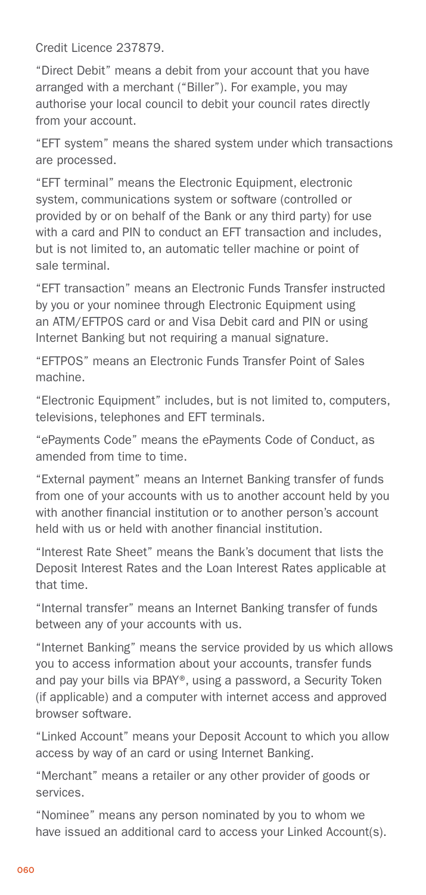Credit Licence 237879.

"Direct Debit" means a debit from your account that you have arranged with a merchant ("Biller"). For example, you may authorise your local council to debit your council rates directly from your account.

"EFT system" means the shared system under which transactions are processed.

"EFT terminal" means the Electronic Equipment, electronic system, communications system or software (controlled or provided by or on behalf of the Bank or any third party) for use with a card and PIN to conduct an EFT transaction and includes, but is not limited to, an automatic teller machine or point of sale terminal.

"EFT transaction" means an Electronic Funds Transfer instructed by you or your nominee through Electronic Equipment using an ATM/EFTPOS card or and Visa Debit card and PIN or using Internet Banking but not requiring a manual signature.

"EFTPOS" means an Electronic Funds Transfer Point of Sales machine.

"Electronic Equipment" includes, but is not limited to, computers, televisions, telephones and EFT terminals.

"ePayments Code" means the ePayments Code of Conduct, as amended from time to time.

"External payment" means an Internet Banking transfer of funds from one of your accounts with us to another account held by you with another financial institution or to another person's account held with us or held with another financial institution.

"Interest Rate Sheet" means the Bank's document that lists the Deposit Interest Rates and the Loan Interest Rates applicable at that time.

"Internal transfer" means an Internet Banking transfer of funds between any of your accounts with us.

"Internet Banking" means the service provided by us which allows you to access information about your accounts, transfer funds and pay your bills via BPAY®, using a password, a Security Token (if applicable) and a computer with internet access and approved browser software.

"Linked Account" means your Deposit Account to which you allow access by way of an card or using Internet Banking.

"Merchant" means a retailer or any other provider of goods or services.

"Nominee" means any person nominated by you to whom we have issued an additional card to access your Linked Account(s).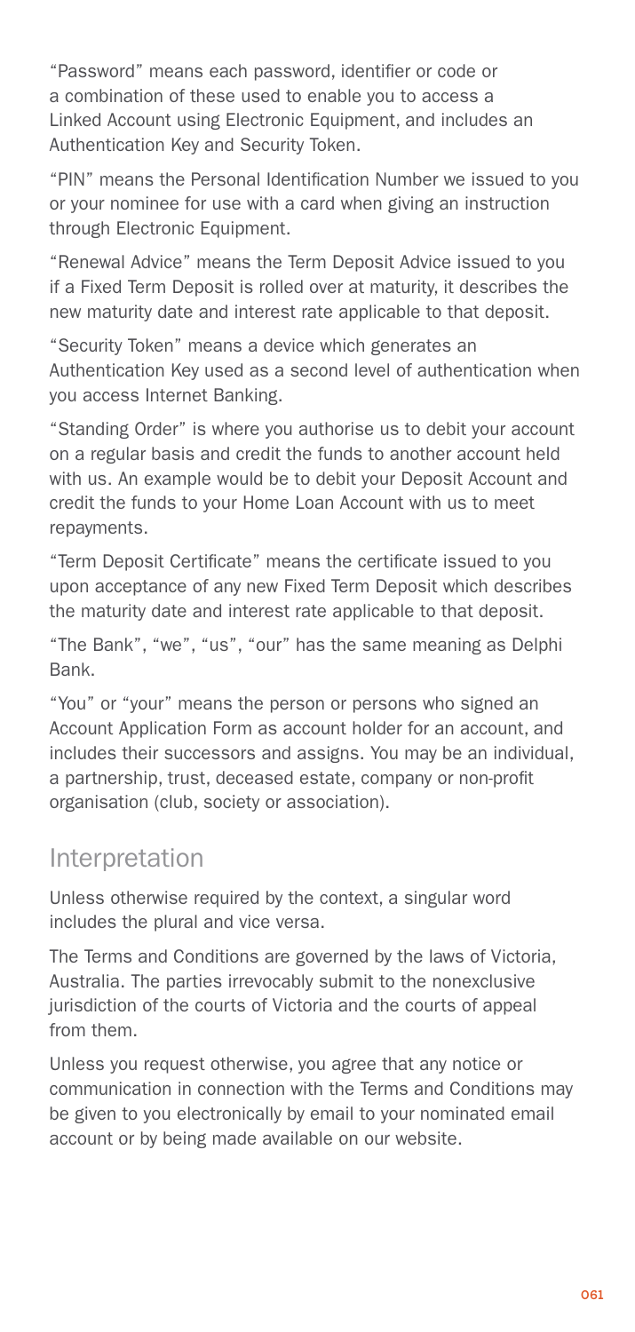"Password" means each password, identifier or code or a combination of these used to enable you to access a Linked Account using Electronic Equipment, and includes an Authentication Key and Security Token.

"PIN" means the Personal Identification Number we issued to you or your nominee for use with a card when giving an instruction through Electronic Equipment.

"Renewal Advice" means the Term Deposit Advice issued to you if a Fixed Term Deposit is rolled over at maturity, it describes the new maturity date and interest rate applicable to that deposit.

"Security Token" means a device which generates an Authentication Key used as a second level of authentication when you access Internet Banking.

"Standing Order" is where you authorise us to debit your account on a regular basis and credit the funds to another account held with us. An example would be to debit your Deposit Account and credit the funds to your Home Loan Account with us to meet repayments.

"Term Deposit Certificate" means the certificate issued to you upon acceptance of any new Fixed Term Deposit which describes the maturity date and interest rate applicable to that deposit.

"The Bank", "we", "us", "our" has the same meaning as Delphi Bank.

"You" or "your" means the person or persons who signed an Account Application Form as account holder for an account, and includes their successors and assigns. You may be an individual, a partnership, trust, deceased estate, company or non-profit organisation (club, society or association).

## Interpretation

Unless otherwise required by the context, a singular word includes the plural and vice versa.

The Terms and Conditions are governed by the laws of Victoria, Australia. The parties irrevocably submit to the nonexclusive jurisdiction of the courts of Victoria and the courts of appeal from them.

Unless you request otherwise, you agree that any notice or communication in connection with the Terms and Conditions may be given to you electronically by email to your nominated email account or by being made available on our website.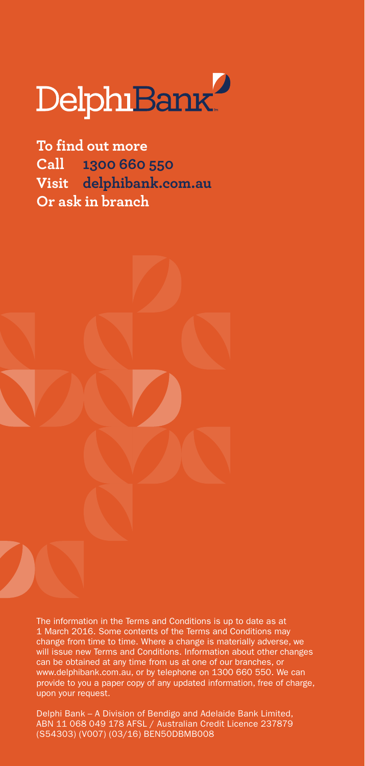DelphiBank

**To find out more**
**Call 1300 660 550**
**Visit delphibank.com.au**
**Or ask in branch**

The information in the Terms and Conditions is up to date as at 1 March 2016. Some contents of the Terms and Conditions may change from time to time. Where a change is materially adverse, we will issue new Terms and Conditions. Information about other changes can be obtained at any time from us at one of our branches, or www.delphibank.com.au, or by telephone on 1300 660 550. We can provide to you a paper copy of any updated information, free of charge, upon your request.

Delphi Bank – A Division of Bendigo and Adelaide Bank Limited, ABN 11 068 049 178 AFSL / Australian Credit Licence 237879 (S54303) (V007) (03/16) BEN50DBMB008